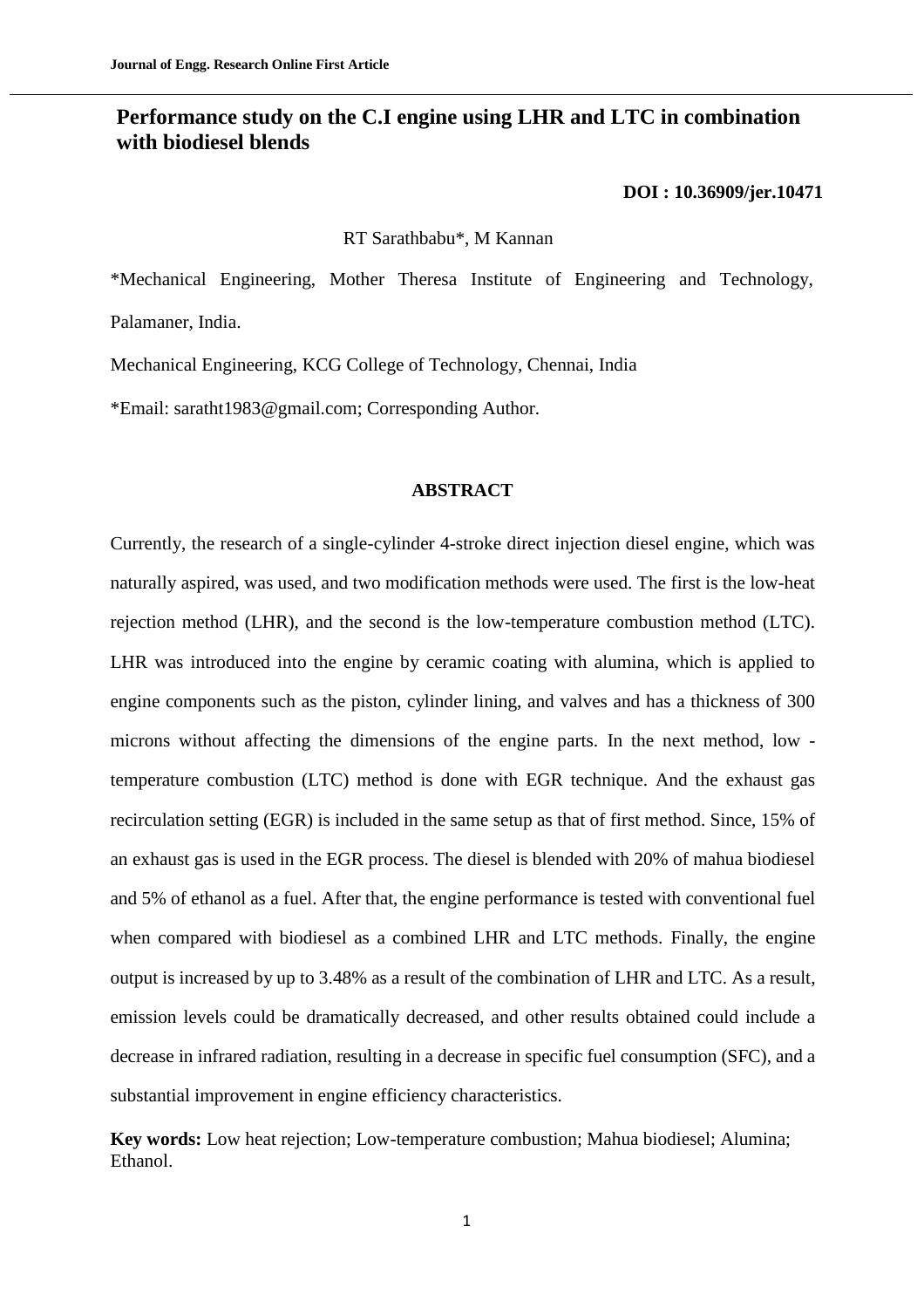# Performance study on the C.I engine using LHR and LTC in combination with biodiesel blends

**DOI : 10.36909/jer.10471**

RT Sarathbabu*, M Kannan

*Mechanical Engineering, Mother Theresa Institute of Engineering and Technology, Palamaner, India.

Mechanical Engineering, KCG College of Technology, Chennai, India

*Email: saratht1983@gmail.com; Corresponding Author.

## ABSTRACT

Currently, the research of a single-cylinder 4-stroke direct injection diesel engine, which was naturally aspired, was used, and two modification methods were used. The first is the low-heat rejection method (LHR), and the second is the low-temperature combustion method (LTC). LHR was introduced into the engine by ceramic coating with alumina, which is applied to engine components such as the piston, cylinder lining, and valves and has a thickness of 300 microns without affecting the dimensions of the engine parts. In the next method, low - temperature combustion (LTC) method is done with EGR technique. And the exhaust gas recirculation setting (EGR) is included in the same setup as that of first method. Since, 15% of an exhaust gas is used in the EGR process. The diesel is blended with 20% of mahua biodiesel and 5% of ethanol as a fuel. After that, the engine performance is tested with conventional fuel when compared with biodiesel as a combined LHR and LTC methods. Finally, the engine output is increased by up to 3.48% as a result of the combination of LHR and LTC. As a result, emission levels could be dramatically decreased, and other results obtained could include a decrease in infrared radiation, resulting in a decrease in specific fuel consumption (SFC), and a substantial improvement in engine efficiency characteristics.

**Key words:** Low heat rejection; Low-temperature combustion; Mahua biodiesel; Alumina; Ethanol.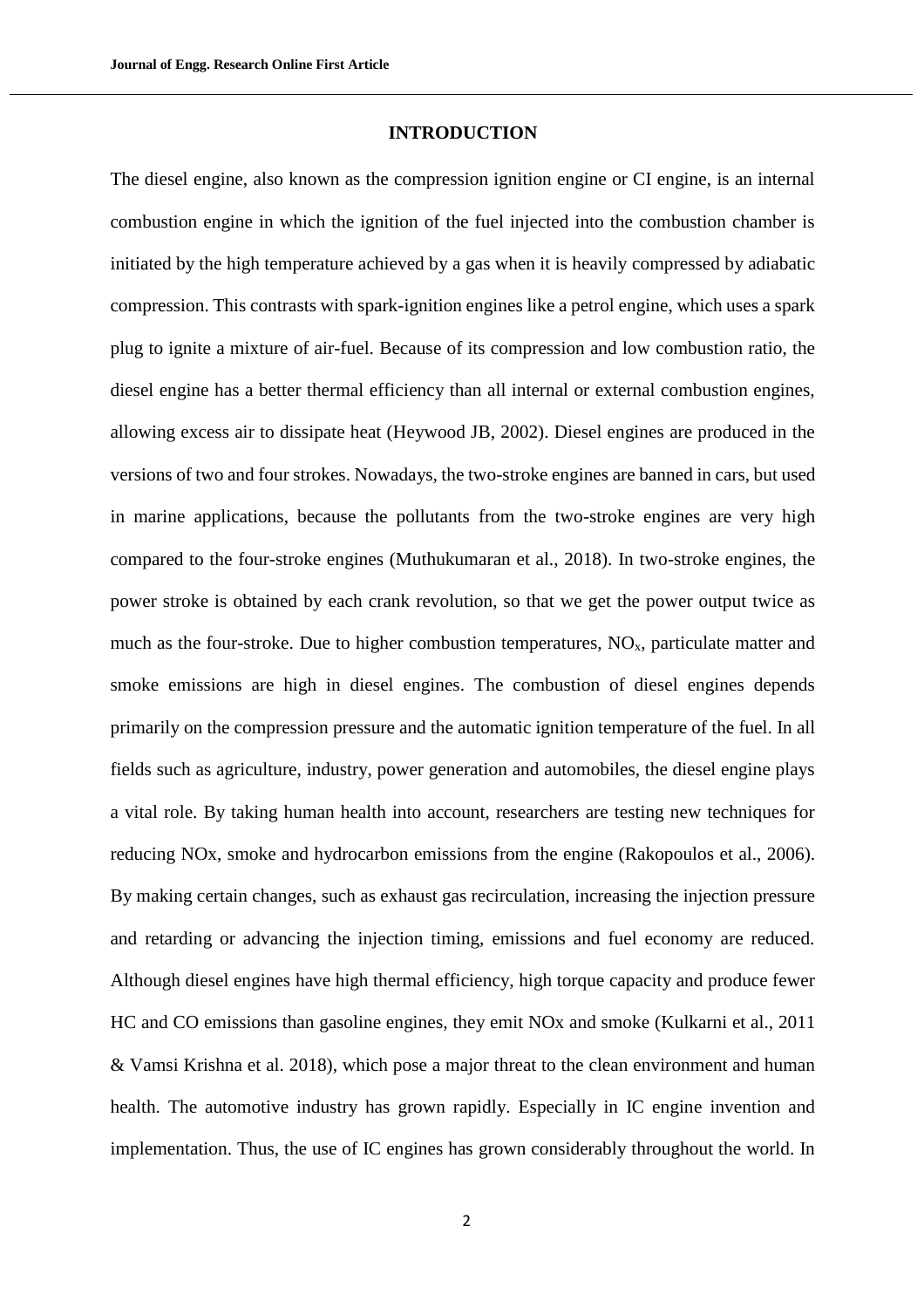## INTRODUCTION

The diesel engine, also known as the compression ignition engine or CI engine, is an internal combustion engine in which the ignition of the fuel injected into the combustion chamber is initiated by the high temperature achieved by a gas when it is heavily compressed by adiabatic compression. This contrasts with spark-ignition engines like a petrol engine, which uses a spark plug to ignite a mixture of air-fuel. Because of its compression and low combustion ratio, the diesel engine has a better thermal efficiency than all internal or external combustion engines, allowing excess air to dissipate heat (Heywood JB, 2002). Diesel engines are produced in the versions of two and four strokes. Nowadays, the two-stroke engines are banned in cars, but used in marine applications, because the pollutants from the two-stroke engines are very high compared to the four-stroke engines (Muthukumaran et al., 2018). In two-stroke engines, the power stroke is obtained by each crank revolution, so that we get the power output twice as much as the four-stroke. Due to higher combustion temperatures, $NO_x$, particulate matter and smoke emissions are high in diesel engines. The combustion of diesel engines depends primarily on the compression pressure and the automatic ignition temperature of the fuel. In all fields such as agriculture, industry, power generation and automobiles, the diesel engine plays a vital role. By taking human health into account, researchers are testing new techniques for reducing NOx, smoke and hydrocarbon emissions from the engine (Rakopoulos et al., 2006). By making certain changes, such as exhaust gas recirculation, increasing the injection pressure and retarding or advancing the injection timing, emissions and fuel economy are reduced. Although diesel engines have high thermal efficiency, high torque capacity and produce fewer HC and CO emissions than gasoline engines, they emit NOx and smoke (Kulkarni et al., 2011 & Vamsi Krishna et al. 2018), which pose a major threat to the clean environment and human health. The automotive industry has grown rapidly. Especially in IC engine invention and implementation. Thus, the use of IC engines has grown considerably throughout the world. In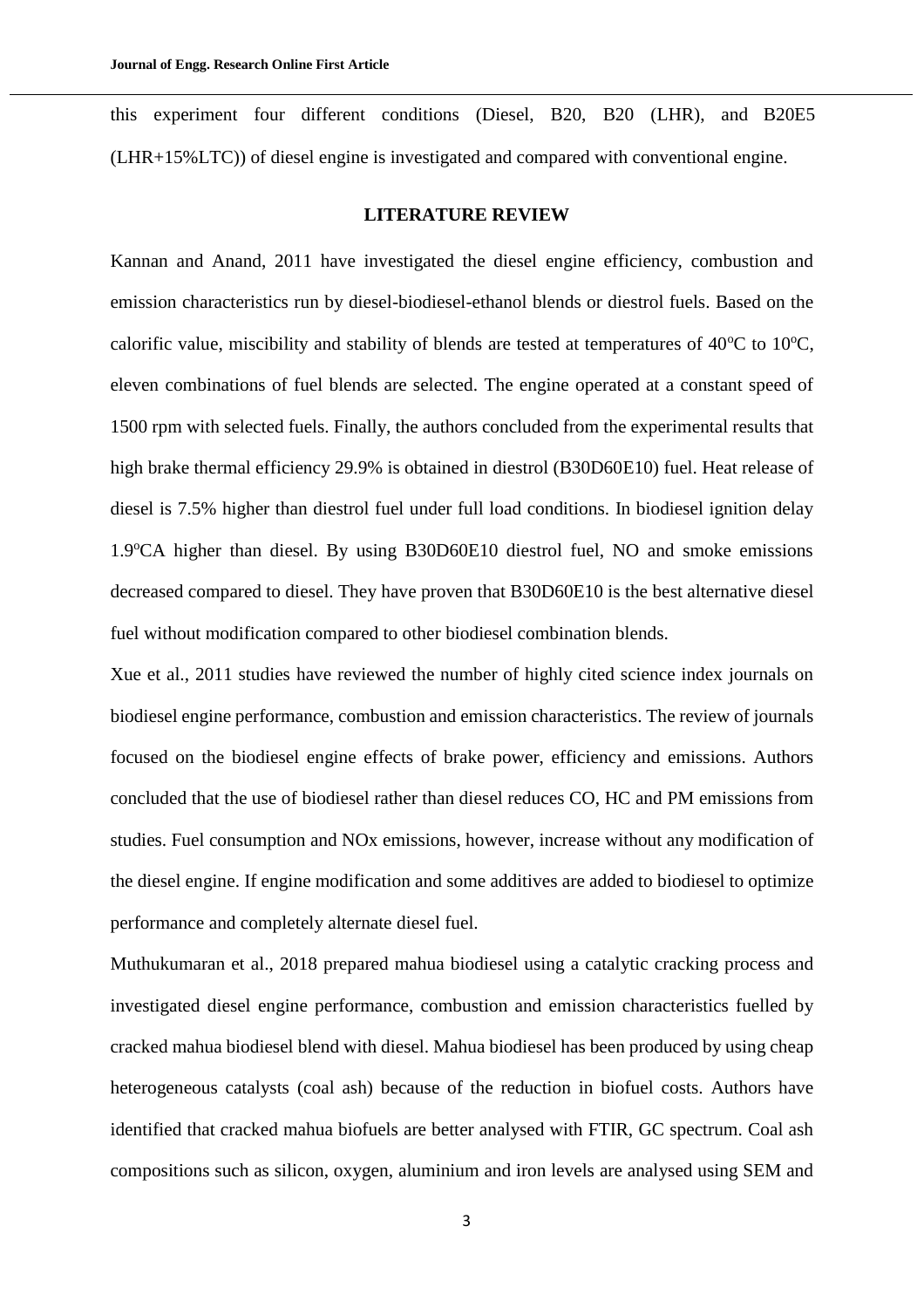this experiment four different conditions (Diesel, B20, B20 (LHR), and B20E5 (LHR+15%LTC)) of diesel engine is investigated and compared with conventional engine.

## LITERATURE REVIEW

Kannan and Anand, 2011 have investigated the diesel engine efficiency, combustion and emission characteristics run by diesel-biodiesel-ethanol blends or diestrol fuels. Based on the calorific value, miscibility and stability of blends are tested at temperatures of 40°C to 10°C, eleven combinations of fuel blends are selected. The engine operated at a constant speed of 1500 rpm with selected fuels. Finally, the authors concluded from the experimental results that high brake thermal efficiency 29.9% is obtained in diestrol (B30D60E10) fuel. Heat release of diesel is 7.5% higher than diestrol fuel under full load conditions. In biodiesel ignition delay 1.9°CA higher than diesel. By using B30D60E10 diestrol fuel, NO and smoke emissions decreased compared to diesel. They have proven that B30D60E10 is the best alternative diesel fuel without modification compared to other biodiesel combination blends.

Xue et al., 2011 studies have reviewed the number of highly cited science index journals on biodiesel engine performance, combustion and emission characteristics. The review of journals focused on the biodiesel engine effects of brake power, efficiency and emissions. Authors concluded that the use of biodiesel rather than diesel reduces CO, HC and PM emissions from studies. Fuel consumption and NOx emissions, however, increase without any modification of the diesel engine. If engine modification and some additives are added to biodiesel to optimize performance and completely alternate diesel fuel.

Muthukumaran et al., 2018 prepared mahua biodiesel using a catalytic cracking process and investigated diesel engine performance, combustion and emission characteristics fuelled by cracked mahua biodiesel blend with diesel. Mahua biodiesel has been produced by using cheap heterogeneous catalysts (coal ash) because of the reduction in biofuel costs. Authors have identified that cracked mahua biofuels are better analysed with FTIR, GC spectrum. Coal ash compositions such as silicon, oxygen, aluminium and iron levels are analysed using SEM and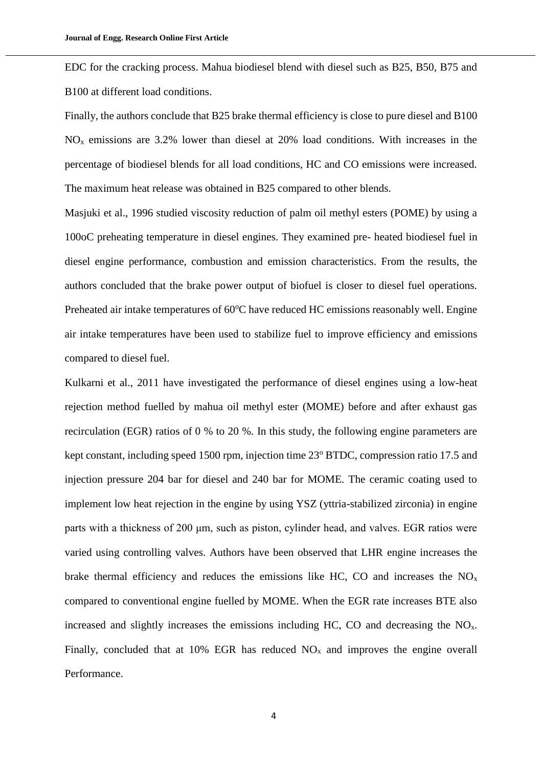EDC for the cracking process. Mahua biodiesel blend with diesel such as B25, B50, B75 and B100 at different load conditions.

Finally, the authors conclude that B25 brake thermal efficiency is close to pure diesel and B100 $NO_x$ emissions are 3.2% lower than diesel at 20% load conditions. With increases in the percentage of biodiesel blends for all load conditions, HC and CO emissions were increased. The maximum heat release was obtained in B25 compared to other blends.

Masjuki et al., 1996 studied viscosity reduction of palm oil methyl esters (POME) by using a 100oC preheating temperature in diesel engines. They examined pre- heated biodiesel fuel in diesel engine performance, combustion and emission characteristics. From the results, the authors concluded that the brake power output of biofuel is closer to diesel fuel operations. Preheated air intake temperatures of $60^oC$ have reduced HC emissions reasonably well. Engine air intake temperatures have been used to stabilize fuel to improve efficiency and emissions compared to diesel fuel.

Kulkarni et al., 2011 have investigated the performance of diesel engines using a low-heat rejection method fuelled by mahua oil methyl ester (MOME) before and after exhaust gas recirculation (EGR) ratios of 0 % to 20 %. In this study, the following engine parameters are kept constant, including speed 1500 rpm, injection time $23^o$ BTDC, compression ratio 17.5 and injection pressure 204 bar for diesel and 240 bar for MOME. The ceramic coating used to implement low heat rejection in the engine by using YSZ (yttria-stabilized zirconia) in engine parts with a thickness of 200 μm, such as piston, cylinder head, and valves. EGR ratios were varied using controlling valves. Authors have been observed that LHR engine increases the brake thermal efficiency and reduces the emissions like HC, CO and increases the $NO_x$ compared to conventional engine fuelled by MOME. When the EGR rate increases BTE also increased and slightly increases the emissions including HC, CO and decreasing the $NO_x$. Finally, concluded that at 10% EGR has reduced $NO_x$ and improves the engine overall Performance.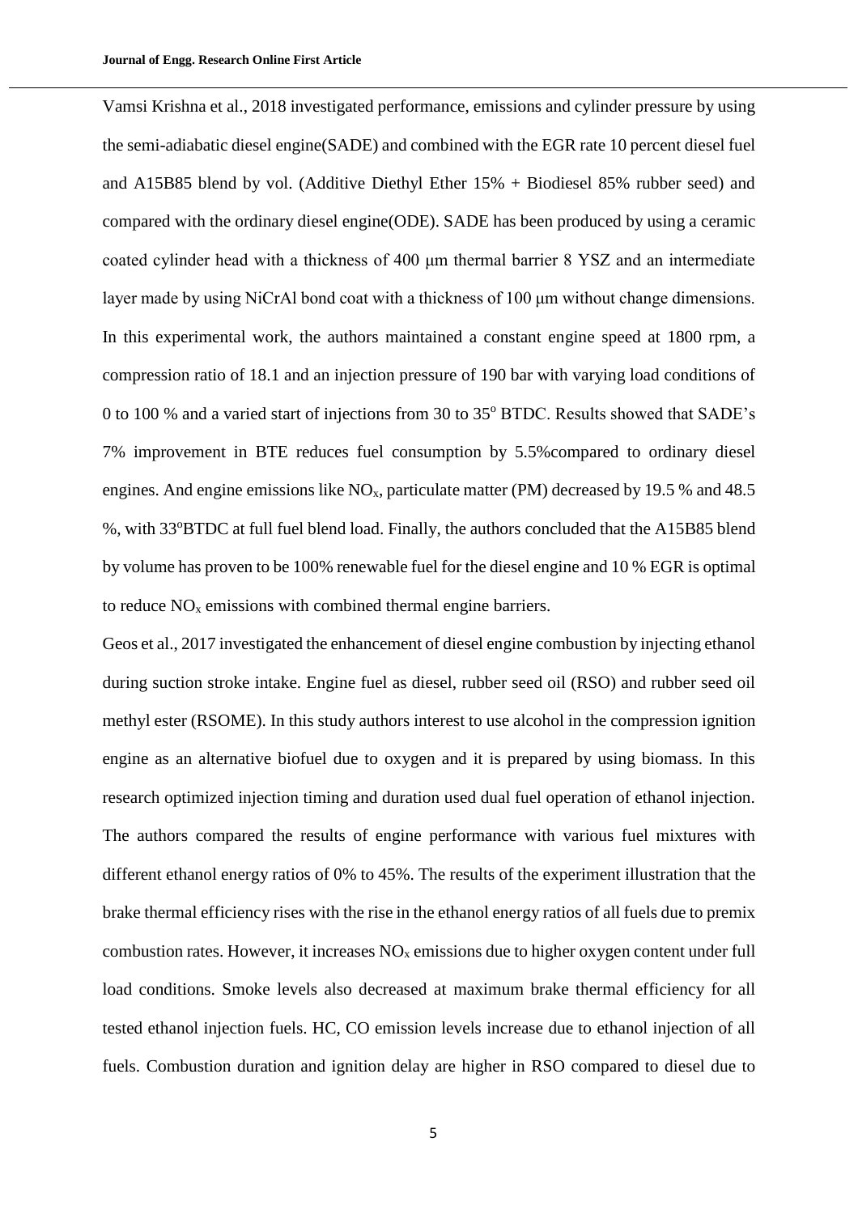Vamsi Krishna et al., 2018 investigated performance, emissions and cylinder pressure by using the semi-adiabatic diesel engine(SADE) and combined with the EGR rate 10 percent diesel fuel and A15B85 blend by vol. (Additive Diethyl Ether 15% + Biodiesel 85% rubber seed) and compared with the ordinary diesel engine(ODE). SADE has been produced by using a ceramic coated cylinder head with a thickness of 400 μm thermal barrier 8 YSZ and an intermediate layer made by using NiCrAl bond coat with a thickness of 100 μm without change dimensions. In this experimental work, the authors maintained a constant engine speed at 1800 rpm, a compression ratio of 18.1 and an injection pressure of 190 bar with varying load conditions of 0 to 100 % and a varied start of injections from 30 to 35$^o$ BTDC. Results showed that SADE's 7% improvement in BTE reduces fuel consumption by 5.5%compared to ordinary diesel engines. And engine emissions like $NO_x$, particulate matter (PM) decreased by 19.5 % and 48.5 %, with 33$^o$BTDC at full fuel blend load. Finally, the authors concluded that the A15B85 blend by volume has proven to be 100% renewable fuel for the diesel engine and 10 % EGR is optimal to reduce $NO_x$ emissions with combined thermal engine barriers.

Geos et al., 2017 investigated the enhancement of diesel engine combustion by injecting ethanol during suction stroke intake. Engine fuel as diesel, rubber seed oil (RSO) and rubber seed oil methyl ester (RSOME). In this study authors interest to use alcohol in the compression ignition engine as an alternative biofuel due to oxygen and it is prepared by using biomass. In this research optimized injection timing and duration used dual fuel operation of ethanol injection. The authors compared the results of engine performance with various fuel mixtures with different ethanol energy ratios of 0% to 45%. The results of the experiment illustration that the brake thermal efficiency rises with the rise in the ethanol energy ratios of all fuels due to premix combustion rates. However, it increases $NO_x$ emissions due to higher oxygen content under full load conditions. Smoke levels also decreased at maximum brake thermal efficiency for all tested ethanol injection fuels. HC, CO emission levels increase due to ethanol injection of all fuels. Combustion duration and ignition delay are higher in RSO compared to diesel due to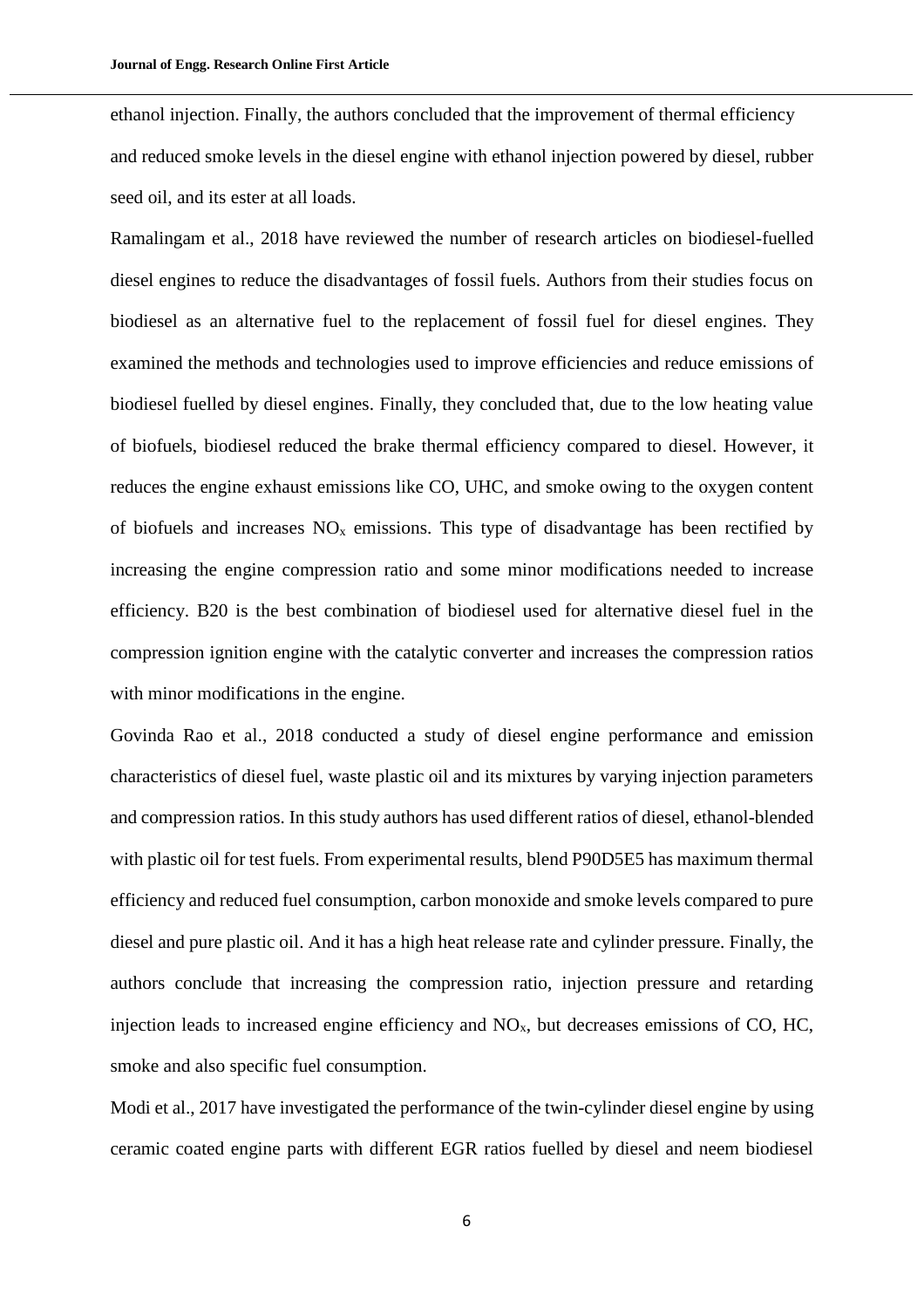ethanol injection. Finally, the authors concluded that the improvement of thermal efficiency and reduced smoke levels in the diesel engine with ethanol injection powered by diesel, rubber seed oil, and its ester at all loads.

Ramalingam et al., 2018 have reviewed the number of research articles on biodiesel-fuelled diesel engines to reduce the disadvantages of fossil fuels. Authors from their studies focus on biodiesel as an alternative fuel to the replacement of fossil fuel for diesel engines. They examined the methods and technologies used to improve efficiencies and reduce emissions of biodiesel fuelled by diesel engines. Finally, they concluded that, due to the low heating value of biofuels, biodiesel reduced the brake thermal efficiency compared to diesel. However, it reduces the engine exhaust emissions like CO, UHC, and smoke owing to the oxygen content of biofuels and increases $NO_x$ emissions. This type of disadvantage has been rectified by increasing the engine compression ratio and some minor modifications needed to increase efficiency. B20 is the best combination of biodiesel used for alternative diesel fuel in the compression ignition engine with the catalytic converter and increases the compression ratios with minor modifications in the engine.

Govinda Rao et al., 2018 conducted a study of diesel engine performance and emission characteristics of diesel fuel, waste plastic oil and its mixtures by varying injection parameters and compression ratios. In this study authors has used different ratios of diesel, ethanol-blended with plastic oil for test fuels. From experimental results, blend P90D5E5 has maximum thermal efficiency and reduced fuel consumption, carbon monoxide and smoke levels compared to pure diesel and pure plastic oil. And it has a high heat release rate and cylinder pressure. Finally, the authors conclude that increasing the compression ratio, injection pressure and retarding injection leads to increased engine efficiency and $NO_x$, but decreases emissions of CO, HC, smoke and also specific fuel consumption.

Modi et al., 2017 have investigated the performance of the twin-cylinder diesel engine by using ceramic coated engine parts with different EGR ratios fuelled by diesel and neem biodiesel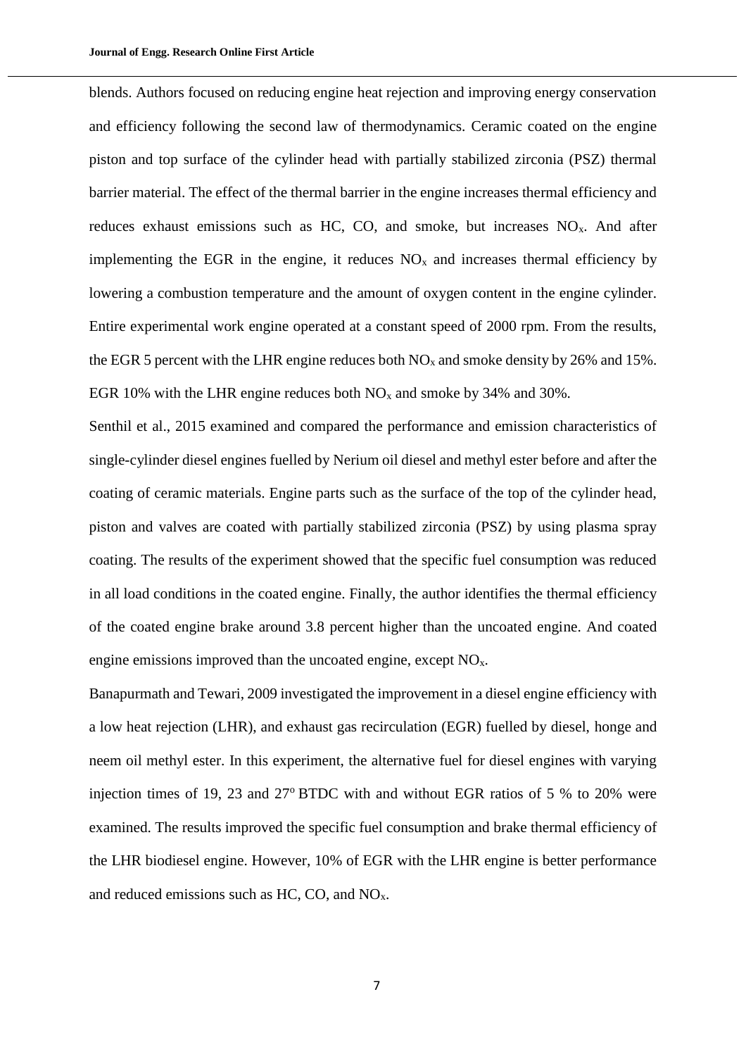blends. Authors focused on reducing engine heat rejection and improving energy conservation and efficiency following the second law of thermodynamics. Ceramic coated on the engine piston and top surface of the cylinder head with partially stabilized zirconia (PSZ) thermal barrier material. The effect of the thermal barrier in the engine increases thermal efficiency and reduces exhaust emissions such as HC, CO, and smoke, but increases $NO_x$. And after implementing the EGR in the engine, it reduces $NO_x$ and increases thermal efficiency by lowering a combustion temperature and the amount of oxygen content in the engine cylinder. Entire experimental work engine operated at a constant speed of 2000 rpm. From the results, the EGR 5 percent with the LHR engine reduces both $NO_x$ and smoke density by 26% and 15%. EGR 10% with the LHR engine reduces both $NO_x$ and smoke by 34% and 30%.

Senthil et al., 2015 examined and compared the performance and emission characteristics of single-cylinder diesel engines fuelled by Nerium oil diesel and methyl ester before and after the coating of ceramic materials. Engine parts such as the surface of the top of the cylinder head, piston and valves are coated with partially stabilized zirconia (PSZ) by using plasma spray coating. The results of the experiment showed that the specific fuel consumption was reduced in all load conditions in the coated engine. Finally, the author identifies the thermal efficiency of the coated engine brake around 3.8 percent higher than the uncoated engine. And coated engine emissions improved than the uncoated engine, except $NO_x$.

Banapurmath and Tewari, 2009 investigated the improvement in a diesel engine efficiency with a low heat rejection (LHR), and exhaust gas recirculation (EGR) fuelled by diesel, honge and neem oil methyl ester. In this experiment, the alternative fuel for diesel engines with varying injection times of 19, 23 and $27^{o}$ BTDC with and without EGR ratios of 5 % to 20% were examined. The results improved the specific fuel consumption and brake thermal efficiency of the LHR biodiesel engine. However, 10% of EGR with the LHR engine is better performance and reduced emissions such as HC, CO, and $NO_x$.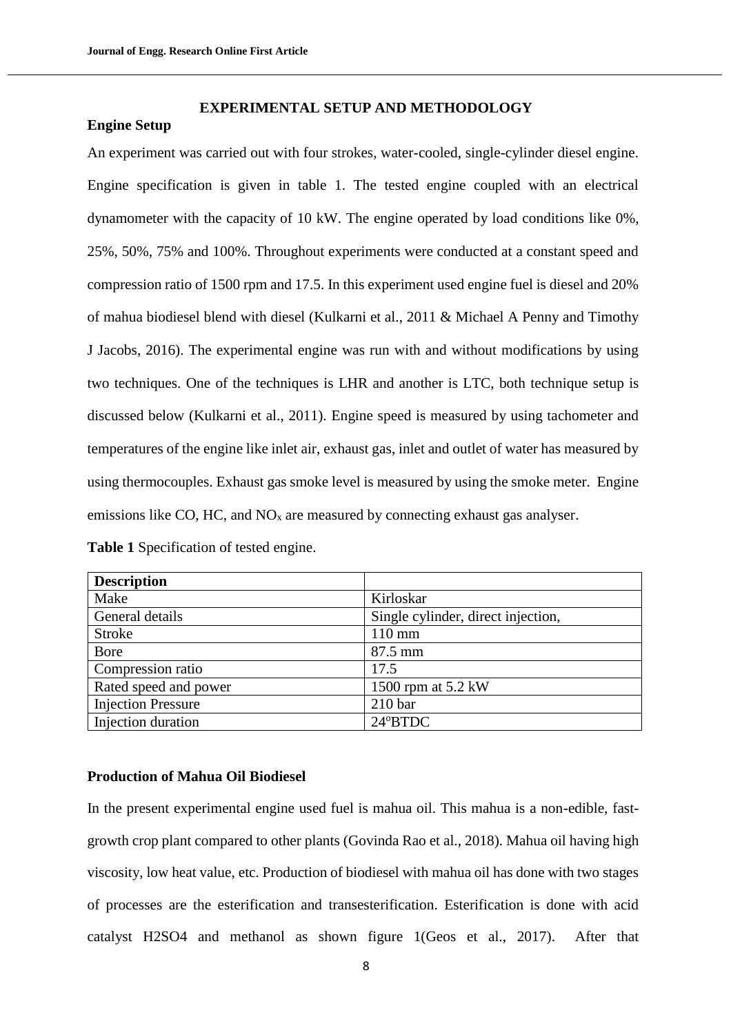## EXPERIMENTAL SETUP AND METHODOLOGY

### Engine Setup

An experiment was carried out with four strokes, water-cooled, single-cylinder diesel engine. Engine specification is given in table 1. The tested engine coupled with an electrical dynamometer with the capacity of 10 kW. The engine operated by load conditions like 0%, 25%, 50%, 75% and 100%. Throughout experiments were conducted at a constant speed and compression ratio of 1500 rpm and 17.5. In this experiment used engine fuel is diesel and 20% of mahua biodiesel blend with diesel (Kulkarni et al., 2011 & Michael A Penny and Timothy J Jacobs, 2016). The experimental engine was run with and without modifications by using two techniques. One of the techniques is LHR and another is LTC, both technique setup is discussed below (Kulkarni et al., 2011). Engine speed is measured by using tachometer and temperatures of the engine like inlet air, exhaust gas, inlet and outlet of water has measured by using thermocouples. Exhaust gas smoke level is measured by using the smoke meter. Engine emissions like CO, HC, and $NO_x$ are measured by connecting exhaust gas analyser.

**Table 1** Specification of tested engine.

| Description | |
|---|---|
| Make | Kirloskar |
| General details | Single cylinder, direct injection, |
| Stroke | 110 mm |
| Bore | 87.5 mm |
| Compression ratio | 17.5 |
| Rated speed and power | 1500 rpm at 5.2 kW |
| Injection Pressure | 210 bar |
| Injection duration | $24^{o}$BTDC |

### Production of Mahua Oil Biodiesel

In the present experimental engine used fuel is mahua oil. This mahua is a non-edible, fast-growth crop plant compared to other plants (Govinda Rao et al., 2018). Mahua oil having high viscosity, low heat value, etc. Production of biodiesel with mahua oil has done with two stages of processes are the esterification and transesterification. Esterification is done with acid catalyst H2SO4 and methanol as shown figure 1(Geos et al., 2017). After that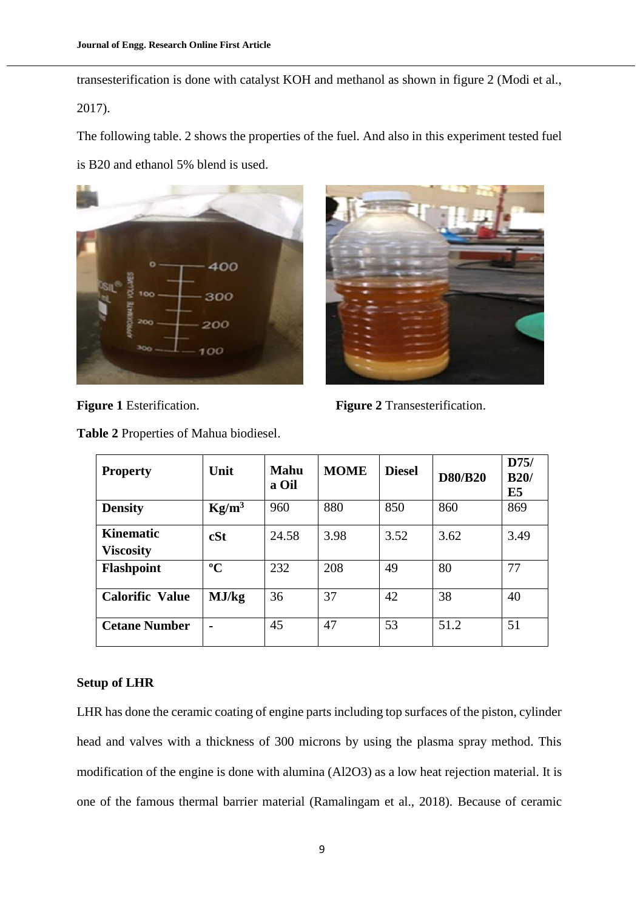transesterification is done with catalyst KOH and methanol as shown in figure 2 (Modi et al., 2017).

The following table. 2 shows the properties of the fuel. And also in this experiment tested fuel is B20 and ethanol 5% blend is used.

**Figure 1** Esterification.

**Figure 2** Transesterification.

**Table 2** Properties of Mahua biodiesel.

| Property | Unit | Mahua Oil | MOME | Diesel | D80/B20 | D75/ B20/ E5 |
|---|---|---|---|---|---|---|
| **Density** | $Kg/m^3$ | 960 | 880 | 850 | 860 | 869 |
| **Kinematic Viscosity** | **cSt** | 24.58 | 3.98 | 3.52 | 3.62 | 3.49 |
| **Flashpoint** | **°C** | 232 | 208 | 49 | 80 | 77 |
| **Calorific Value** | **MJ/kg** | 36 | 37 | 42 | 38 | 40 |
| **Cetane Number** | - | 45 | 47 | 53 | 51.2 | 51 |

**Setup of LHR**

LHR has done the ceramic coating of engine parts including top surfaces of the piston, cylinder head and valves with a thickness of 300 microns by using the plasma spray method. This modification of the engine is done with alumina ($Al_2O_3$) as a low heat rejection material. It is one of the famous thermal barrier material (Ramalingam et al., 2018). Because of ceramic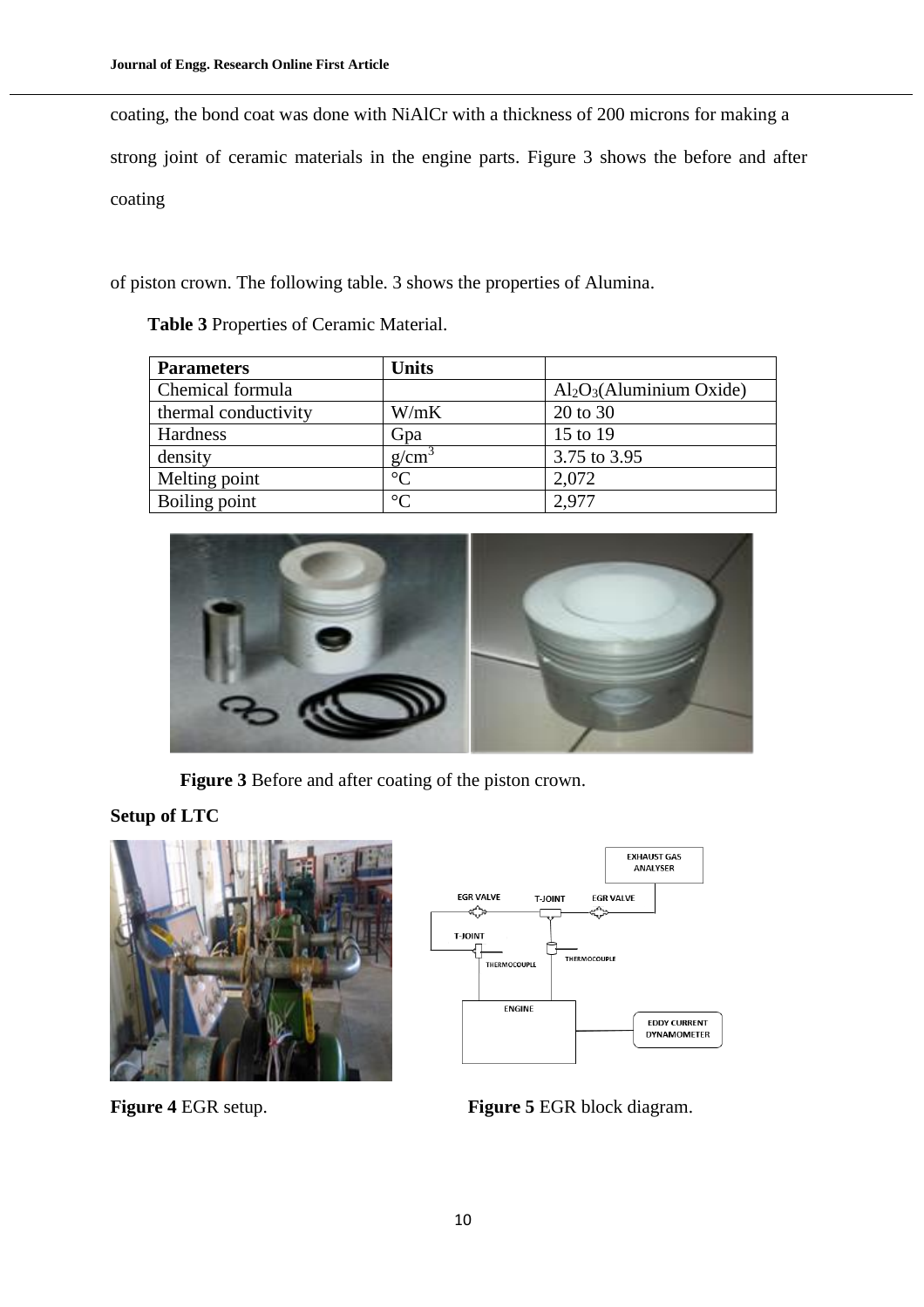coating, the bond coat was done with NiAlCr with a thickness of 200 microns for making a strong joint of ceramic materials in the engine parts. Figure 3 shows the before and after coating

of piston crown. The following table. 3 shows the properties of Alumina.

**Table 3** Properties of Ceramic Material.

| **Parameters** | **Units** | |
|---|---|---|
| Chemical formula | | $Al_2O_3$(Aluminium Oxide) |
| thermal conductivity | W/mK | 20 to 30 |
| Hardness | Gpa | 15 to 19 |
| density | $g/cm^3$ | 3.75 to 3.95 |
| Melting point | °C | 2,072 |
| Boiling point | °C | 2,977 |

**Figure 3** Before and after coating of the piston crown.

**Setup of LTC**

**Figure 4** EGR setup.

**Figure 5** EGR block diagram.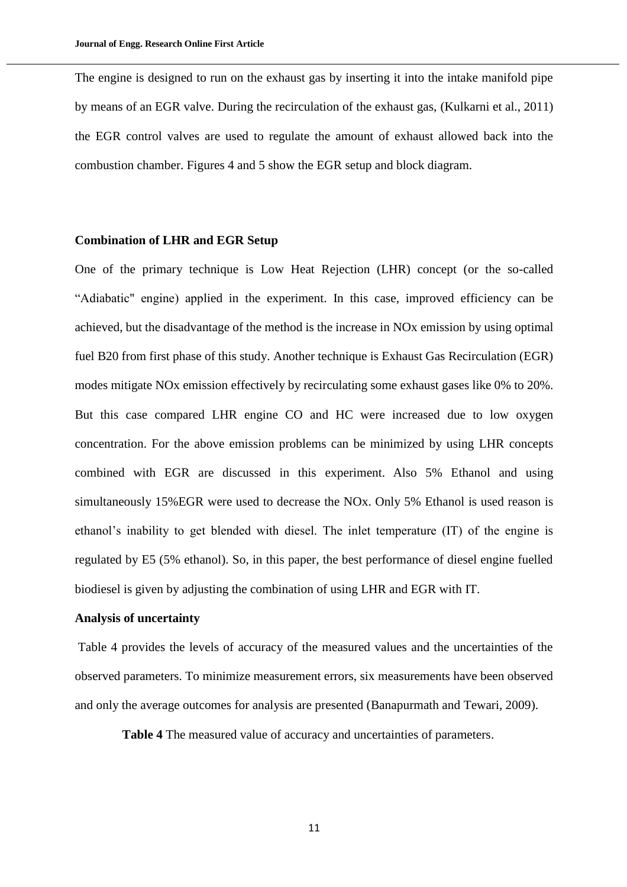The engine is designed to run on the exhaust gas by inserting it into the intake manifold pipe by means of an EGR valve. During the recirculation of the exhaust gas, (Kulkarni et al., 2011) the EGR control valves are used to regulate the amount of exhaust allowed back into the combustion chamber. Figures 4 and 5 show the EGR setup and block diagram.

### Combination of LHR and EGR Setup

One of the primary technique is Low Heat Rejection (LHR) concept (or the so-called "Adiabatic" engine) applied in the experiment. In this case, improved efficiency can be achieved, but the disadvantage of the method is the increase in NOx emission by using optimal fuel B20 from first phase of this study. Another technique is Exhaust Gas Recirculation (EGR) modes mitigate NOx emission effectively by recirculating some exhaust gases like 0% to 20%. But this case compared LHR engine CO and HC were increased due to low oxygen concentration. For the above emission problems can be minimized by using LHR concepts combined with EGR are discussed in this experiment. Also 5% Ethanol and using simultaneously 15%EGR were used to decrease the NOx. Only 5% Ethanol is used reason is ethanol's inability to get blended with diesel. The inlet temperature (IT) of the engine is regulated by E5 (5% ethanol). So, in this paper, the best performance of diesel engine fuelled biodiesel is given by adjusting the combination of using LHR and EGR with IT.

### Analysis of uncertainty

Table 4 provides the levels of accuracy of the measured values and the uncertainties of the observed parameters. To minimize measurement errors, six measurements have been observed and only the average outcomes for analysis are presented (Banapurmath and Tewari, 2009).

**Table 4** The measured value of accuracy and uncertainties of parameters.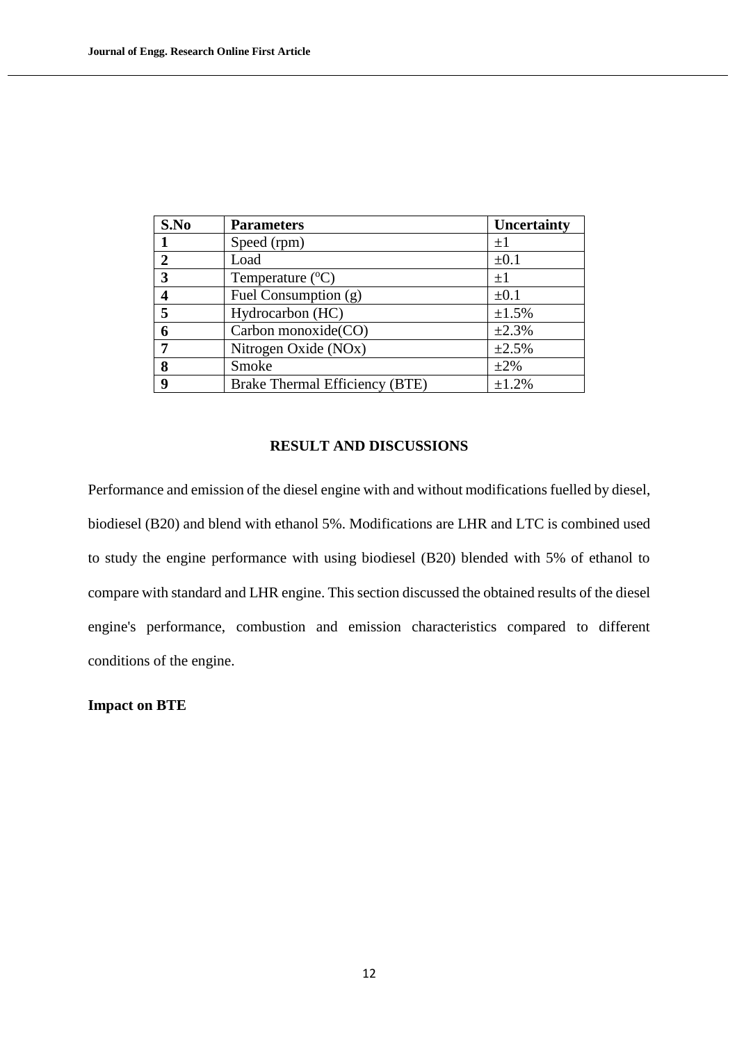| S.No | Parameters | Uncertainty |
|---|---|---|
| 1 | Speed (rpm) | ±1 |
| 2 | Load | ±0.1 |
| 3 | Temperature (°C) | ±1 |
| 4 | Fuel Consumption (g) | ±0.1 |
| 5 | Hydrocarbon (HC) | ±1.5% |
| 6 | Carbon monoxide(CO) | ±2.3% |
| 7 | Nitrogen Oxide (NOx) | ±2.5% |
| 8 | Smoke | ±2% |
| 9 | Brake Thermal Efficiency (BTE) | ±1.2% |

## RESULT AND DISCUSSIONS

Performance and emission of the diesel engine with and without modifications fuelled by diesel, biodiesel (B20) and blend with ethanol 5%. Modifications are LHR and LTC is combined used to study the engine performance with using biodiesel (B20) blended with 5% of ethanol to compare with standard and LHR engine. This section discussed the obtained results of the diesel engine's performance, combustion and emission characteristics compared to different conditions of the engine.

### Impact on BTE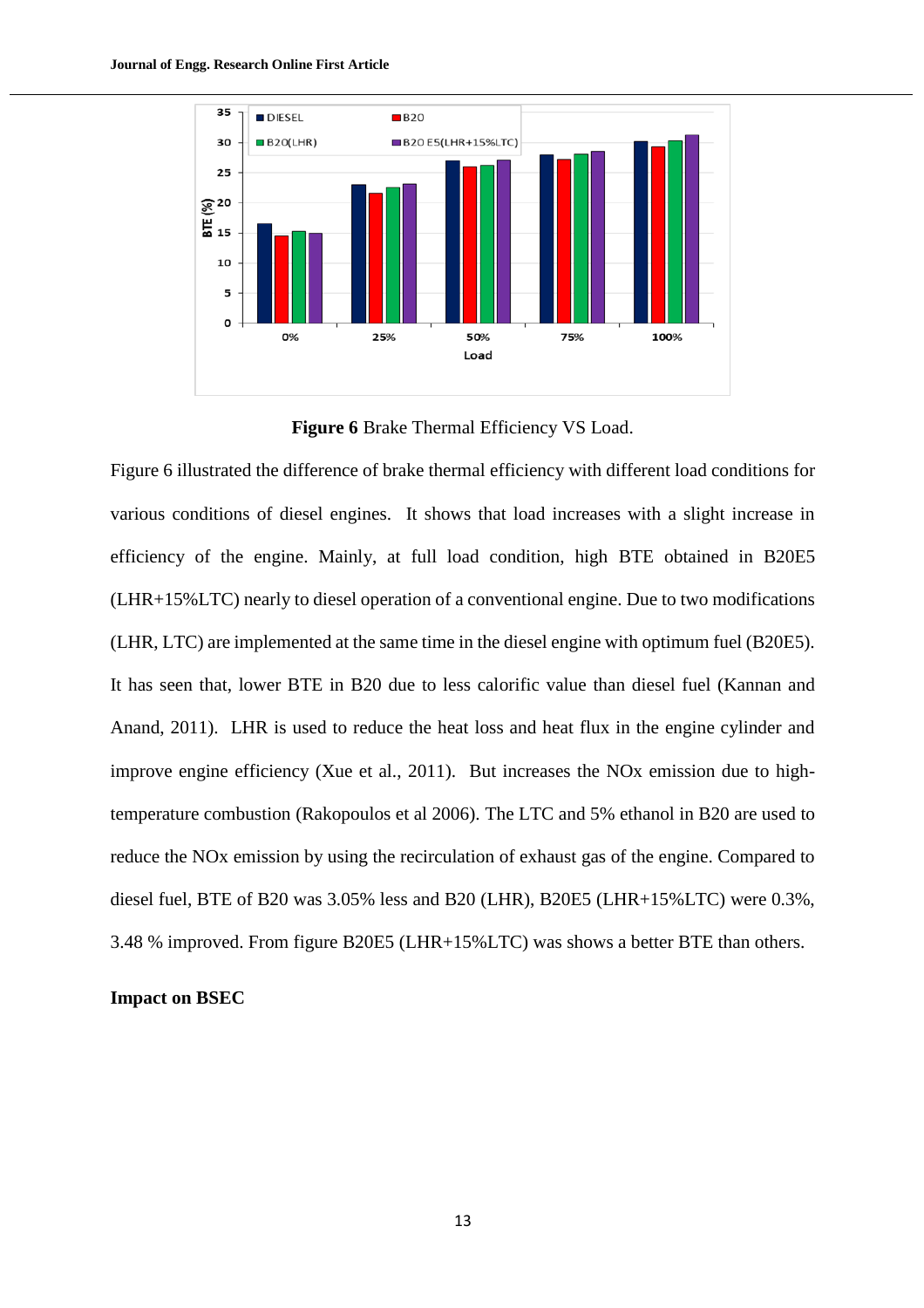**Figure 6** Brake Thermal Efficiency VS Load.

Figure 6 illustrated the difference of brake thermal efficiency with different load conditions for various conditions of diesel engines. It shows that load increases with a slight increase in efficiency of the engine. Mainly, at full load condition, high BTE obtained in B20E5 (LHR+15%LTC) nearly to diesel operation of a conventional engine. Due to two modifications (LHR, LTC) are implemented at the same time in the diesel engine with optimum fuel (B20E5). It has seen that, lower BTE in B20 due to less calorific value than diesel fuel (Kannan and Anand, 2011). LHR is used to reduce the heat loss and heat flux in the engine cylinder and improve engine efficiency (Xue et al., 2011). But increases the NOx emission due to high-temperature combustion (Rakopoulos et al 2006). The LTC and 5% ethanol in B20 are used to reduce the NOx emission by using the recirculation of exhaust gas of the engine. Compared to diesel fuel, BTE of B20 was 3.05% less and B20 (LHR), B20E5 (LHR+15%LTC) were 0.3%, 3.48 % improved. From figure B20E5 (LHR+15%LTC) was shows a better BTE than others.

**Impact on BSEC**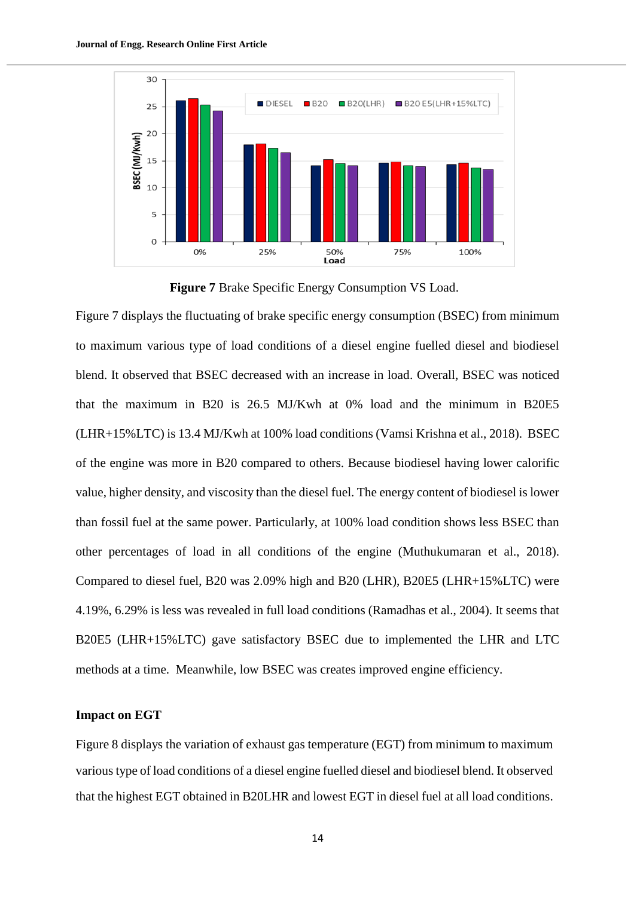**Figure 7** Brake Specific Energy Consumption VS Load.

Figure 7 displays the fluctuating of brake specific energy consumption (BSEC) from minimum to maximum various type of load conditions of a diesel engine fuelled diesel and biodiesel blend. It observed that BSEC decreased with an increase in load. Overall, BSEC was noticed that the maximum in B20 is 26.5 MJ/Kwh at 0% load and the minimum in B20E5 (LHR+15%LTC) is 13.4 MJ/Kwh at 100% load conditions (Vamsi Krishna et al., 2018). BSEC of the engine was more in B20 compared to others. Because biodiesel having lower calorific value, higher density, and viscosity than the diesel fuel. The energy content of biodiesel is lower than fossil fuel at the same power. Particularly, at 100% load condition shows less BSEC than other percentages of load in all conditions of the engine (Muthukumaran et al., 2018). Compared to diesel fuel, B20 was 2.09% high and B20 (LHR), B20E5 (LHR+15%LTC) were 4.19%, 6.29% is less was revealed in full load conditions (Ramadhas et al., 2004). It seems that B20E5 (LHR+15%LTC) gave satisfactory BSEC due to implemented the LHR and LTC methods at a time. Meanwhile, low BSEC was creates improved engine efficiency.

**Impact on EGT**

Figure 8 displays the variation of exhaust gas temperature (EGT) from minimum to maximum various type of load conditions of a diesel engine fuelled diesel and biodiesel blend. It observed that the highest EGT obtained in B20LHR and lowest EGT in diesel fuel at all load conditions.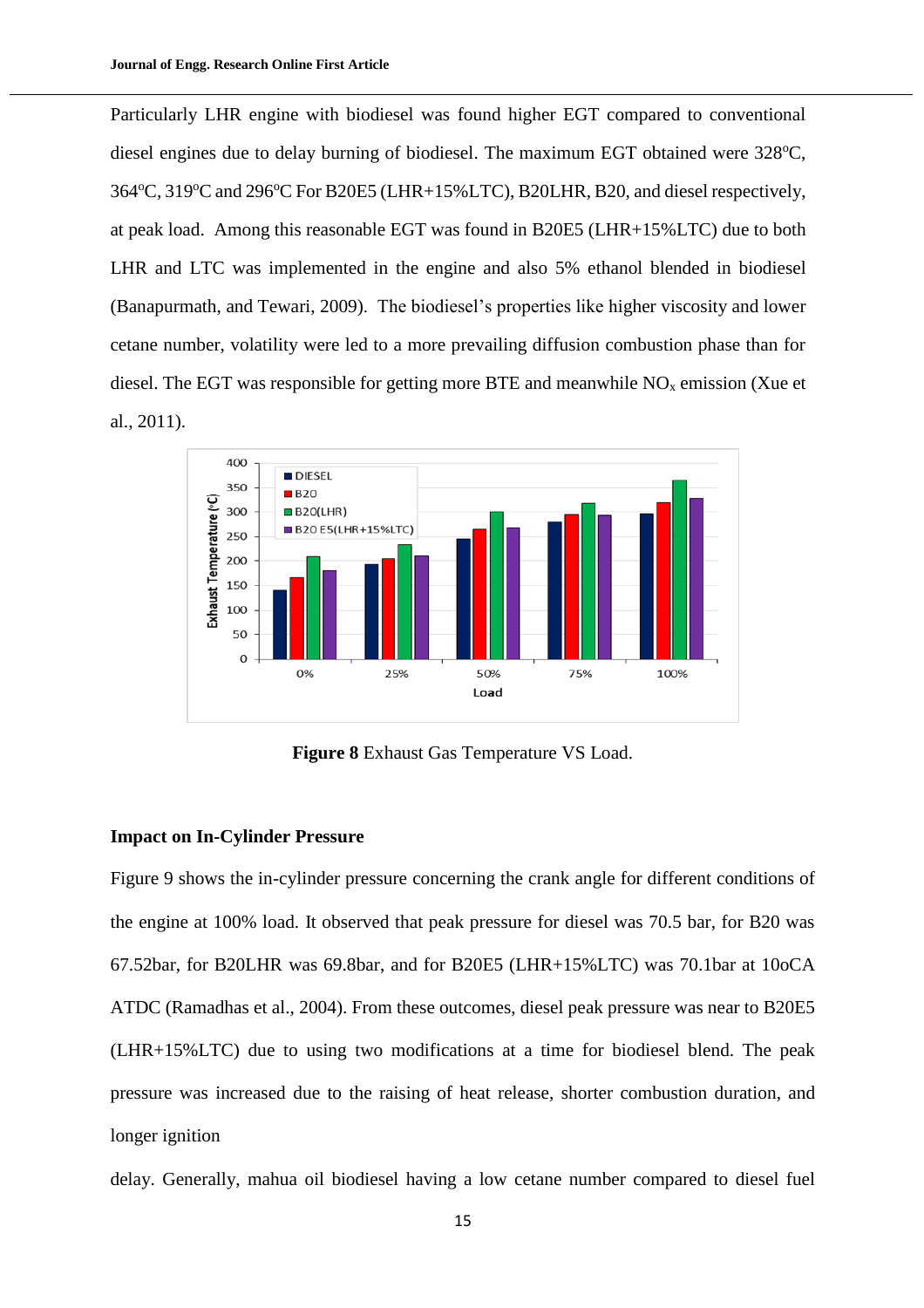Particularly LHR engine with biodiesel was found higher EGT compared to conventional diesel engines due to delay burning of biodiesel. The maximum EGT obtained were 328°C, 364°C, 319°C and 296°C For B20E5 (LHR+15%LTC), B20LHR, B20, and diesel respectively, at peak load. Among this reasonable EGT was found in B20E5 (LHR+15%LTC) due to both LHR and LTC was implemented in the engine and also 5% ethanol blended in biodiesel (Banapurmath, and Tewari, 2009). The biodiesel's properties like higher viscosity and lower cetane number, volatility were led to a more prevailing diffusion combustion phase than for diesel. The EGT was responsible for getting more BTE and meanwhile $NO_x$ emission (Xue et al., 2011).

**Figure 8** Exhaust Gas Temperature VS Load.

**Impact on In-Cylinder Pressure**

Figure 9 shows the in-cylinder pressure concerning the crank angle for different conditions of the engine at 100% load. It observed that peak pressure for diesel was 70.5 bar, for B20 was 67.52bar, for B20LHR was 69.8bar, and for B20E5 (LHR+15%LTC) was 70.1bar at 10oCA ATDC (Ramadhas et al., 2004). From these outcomes, diesel peak pressure was near to B20E5 (LHR+15%LTC) due to using two modifications at a time for biodiesel blend. The peak pressure was increased due to the raising of heat release, shorter combustion duration, and longer ignition

delay. Generally, mahua oil biodiesel having a low cetane number compared to diesel fuel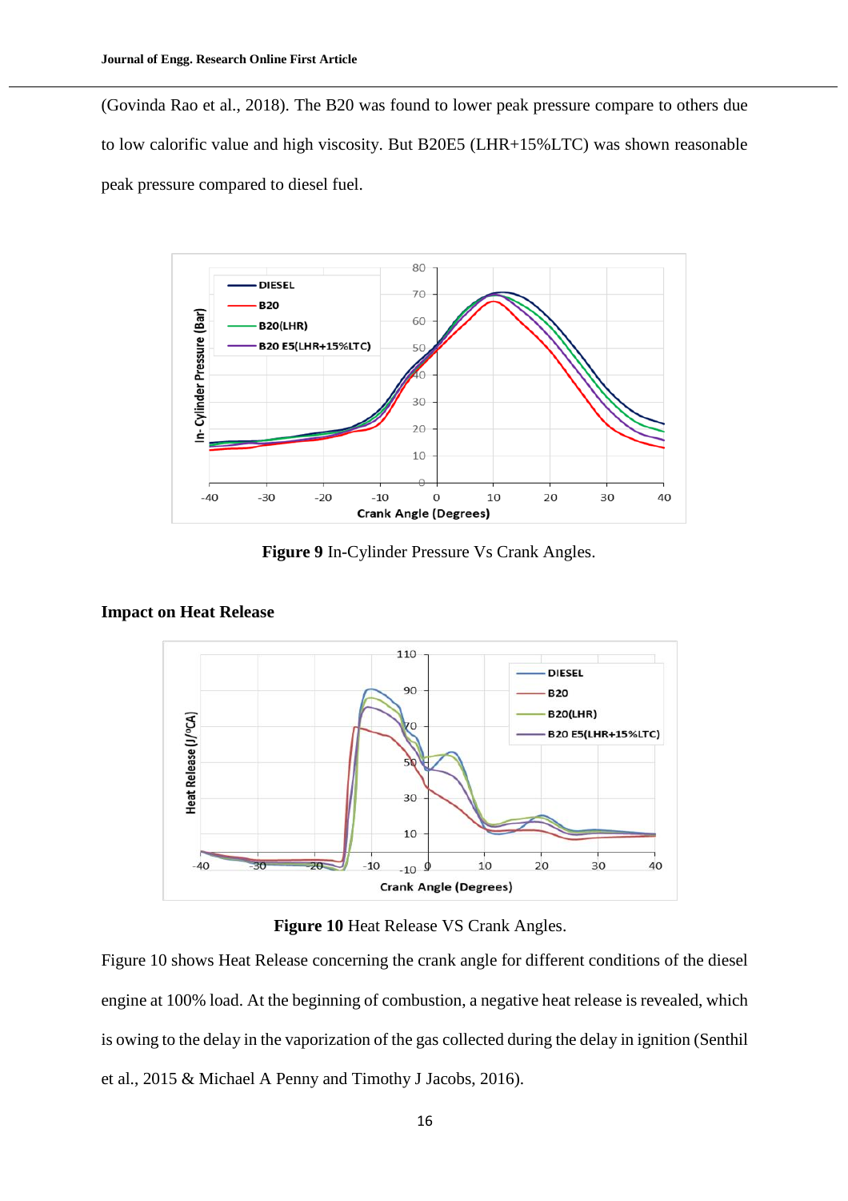(Govinda Rao et al., 2018). The B20 was found to lower peak pressure compare to others due to low calorific value and high viscosity. But B20E5 (LHR+15%LTC) was shown reasonable peak pressure compared to diesel fuel.

**Figure 9** In-Cylinder Pressure Vs Crank Angles.

**Impact on Heat Release**

**Figure 10** Heat Release VS Crank Angles.

Figure 10 shows Heat Release concerning the crank angle for different conditions of the diesel engine at 100% load. At the beginning of combustion, a negative heat release is revealed, which is owing to the delay in the vaporization of the gas collected during the delay in ignition (Senthil et al., 2015 & Michael A Penny and Timothy J Jacobs, 2016).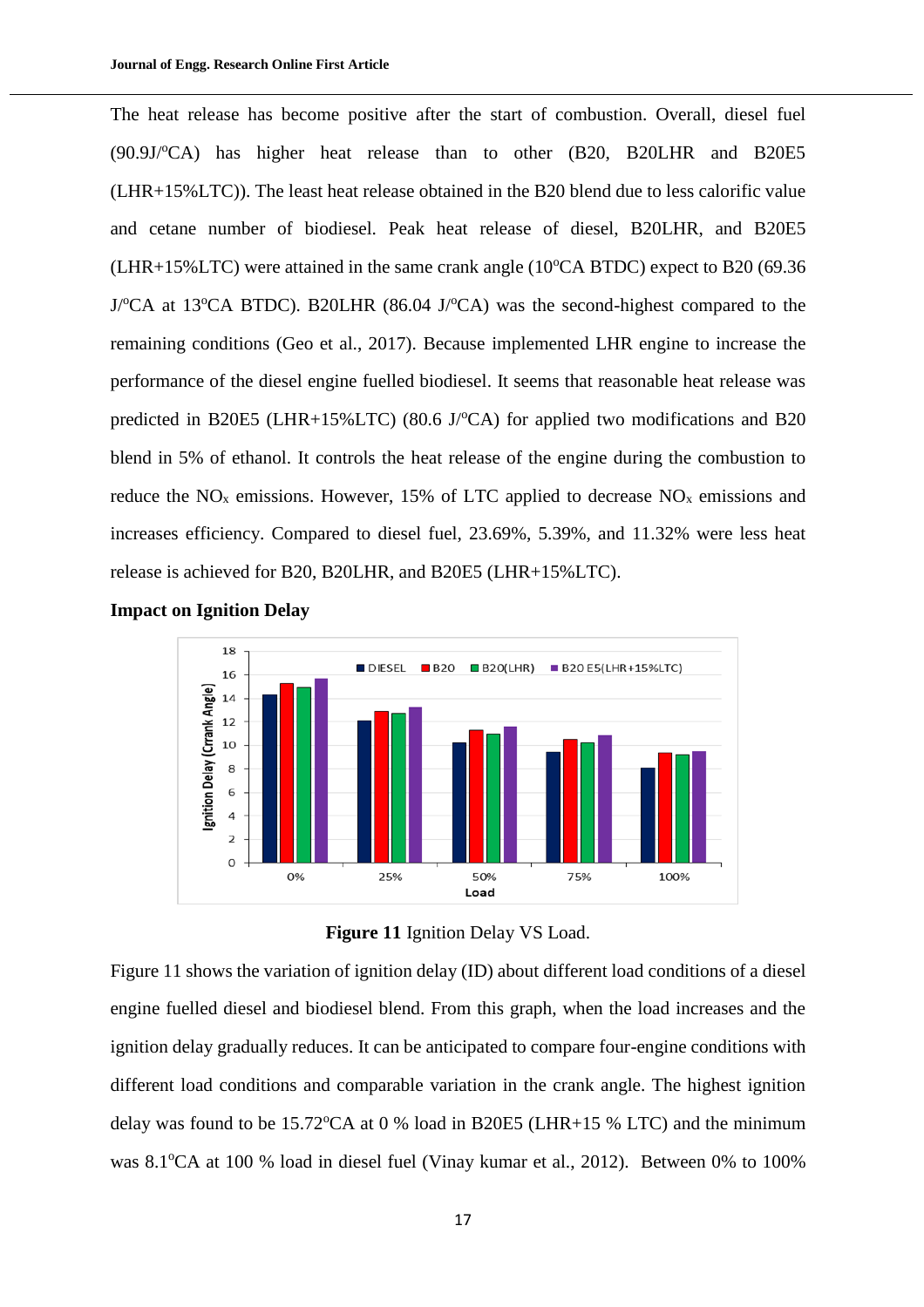The heat release has become positive after the start of combustion. Overall, diesel fuel (90.9J/°CA) has higher heat release than to other (B20, B20LHR and B20E5 (LHR+15%LTC)). The least heat release obtained in the B20 blend due to less calorific value and cetane number of biodiesel. Peak heat release of diesel, B20LHR, and B20E5 (LHR+15%LTC) were attained in the same crank angle (10°CA BTDC) expect to B20 (69.36 J/°CA at 13°CA BTDC). B20LHR (86.04 J/°CA) was the second-highest compared to the remaining conditions (Geo et al., 2017). Because implemented LHR engine to increase the performance of the diesel engine fuelled biodiesel. It seems that reasonable heat release was predicted in B20E5 (LHR+15%LTC) (80.6 J/°CA) for applied two modifications and B20 blend in 5% of ethanol. It controls the heat release of the engine during the combustion to reduce the $NO_x$ emissions. However, 15% of LTC applied to decrease $NO_x$ emissions and increases efficiency. Compared to diesel fuel, 23.69%, 5.39%, and 11.32% were less heat release is achieved for B20, B20LHR, and B20E5 (LHR+15%LTC).

**Impact on Ignition Delay**

**Figure 11** Ignition Delay VS Load.

Figure 11 shows the variation of ignition delay (ID) about different load conditions of a diesel engine fuelled diesel and biodiesel blend. From this graph, when the load increases and the ignition delay gradually reduces. It can be anticipated to compare four-engine conditions with different load conditions and comparable variation in the crank angle. The highest ignition delay was found to be 15.72°CA at 0 % load in B20E5 (LHR+15 % LTC) and the minimum was 8.1°CA at 100 % load in diesel fuel (Vinay kumar et al., 2012). Between 0% to 100%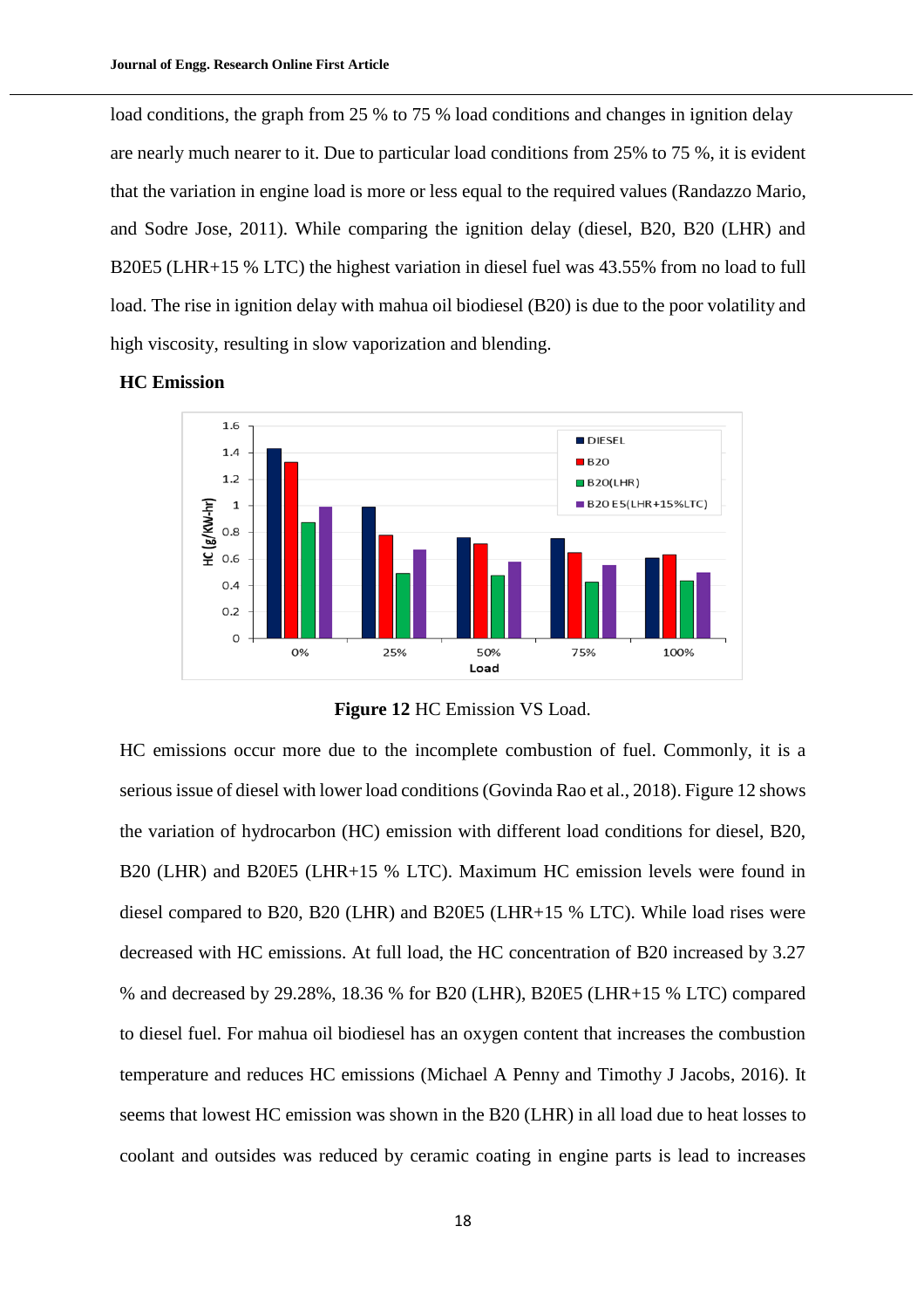load conditions, the graph from 25 % to 75 % load conditions and changes in ignition delay are nearly much nearer to it. Due to particular load conditions from 25% to 75 %, it is evident that the variation in engine load is more or less equal to the required values (Randazzo Mario, and Sodre Jose, 2011). While comparing the ignition delay (diesel, B20, B20 (LHR) and B20E5 (LHR+15 % LTC) the highest variation in diesel fuel was 43.55% from no load to full load. The rise in ignition delay with mahua oil biodiesel (B20) is due to the poor volatility and high viscosity, resulting in slow vaporization and blending.

**HC Emission**

**Figure 12** HC Emission VS Load.

HC emissions occur more due to the incomplete combustion of fuel. Commonly, it is a serious issue of diesel with lower load conditions (Govinda Rao et al., 2018). Figure 12 shows the variation of hydrocarbon (HC) emission with different load conditions for diesel, B20, B20 (LHR) and B20E5 (LHR+15 % LTC). Maximum HC emission levels were found in diesel compared to B20, B20 (LHR) and B20E5 (LHR+15 % LTC). While load rises were decreased with HC emissions. At full load, the HC concentration of B20 increased by 3.27 % and decreased by 29.28%, 18.36 % for B20 (LHR), B20E5 (LHR+15 % LTC) compared to diesel fuel. For mahua oil biodiesel has an oxygen content that increases the combustion temperature and reduces HC emissions (Michael A Penny and Timothy J Jacobs, 2016). It seems that lowest HC emission was shown in the B20 (LHR) in all load due to heat losses to coolant and outsides was reduced by ceramic coating in engine parts is lead to increases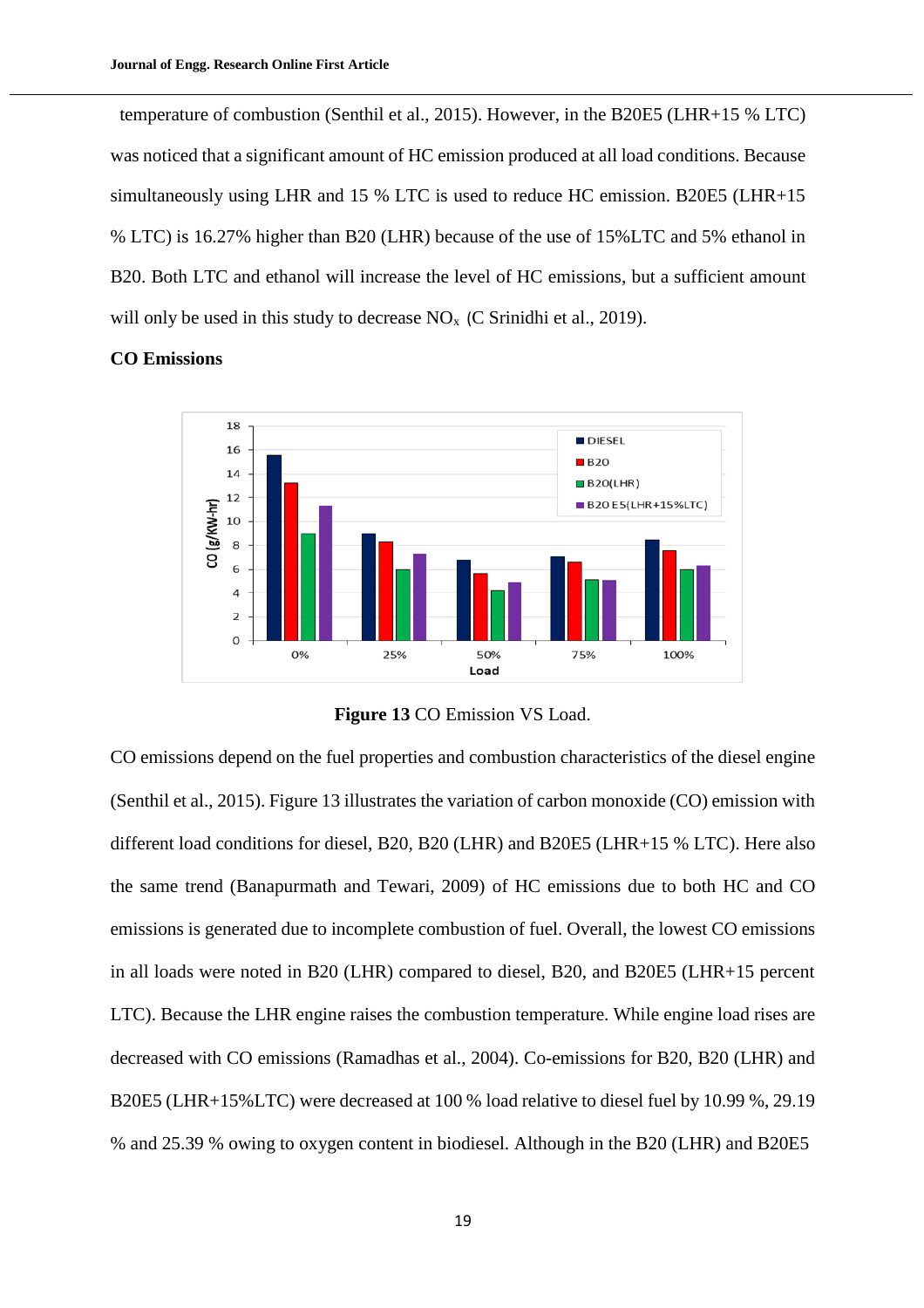temperature of combustion (Senthil et al., 2015). However, in the B20E5 (LHR+15 % LTC) was noticed that a significant amount of HC emission produced at all load conditions. Because simultaneously using LHR and 15 % LTC is used to reduce HC emission. B20E5 (LHR+15 % LTC) is 16.27% higher than B20 (LHR) because of the use of 15%LTC and 5% ethanol in B20. Both LTC and ethanol will increase the level of HC emissions, but a sufficient amount will only be used in this study to decrease $NO_x$ (C Srinidhi et al., 2019).

**CO Emissions**

**Figure 13** CO Emission VS Load.

CO emissions depend on the fuel properties and combustion characteristics of the diesel engine (Senthil et al., 2015). Figure 13 illustrates the variation of carbon monoxide (CO) emission with different load conditions for diesel, B20, B20 (LHR) and B20E5 (LHR+15 % LTC). Here also the same trend (Banapurmath and Tewari, 2009) of HC emissions due to both HC and CO emissions is generated due to incomplete combustion of fuel. Overall, the lowest CO emissions in all loads were noted in B20 (LHR) compared to diesel, B20, and B20E5 (LHR+15 percent LTC). Because the LHR engine raises the combustion temperature. While engine load rises are decreased with CO emissions (Ramadhas et al., 2004). Co-emissions for B20, B20 (LHR) and B20E5 (LHR+15%LTC) were decreased at 100 % load relative to diesel fuel by 10.99 %, 29.19 % and 25.39 % owing to oxygen content in biodiesel. Although in the B20 (LHR) and B20E5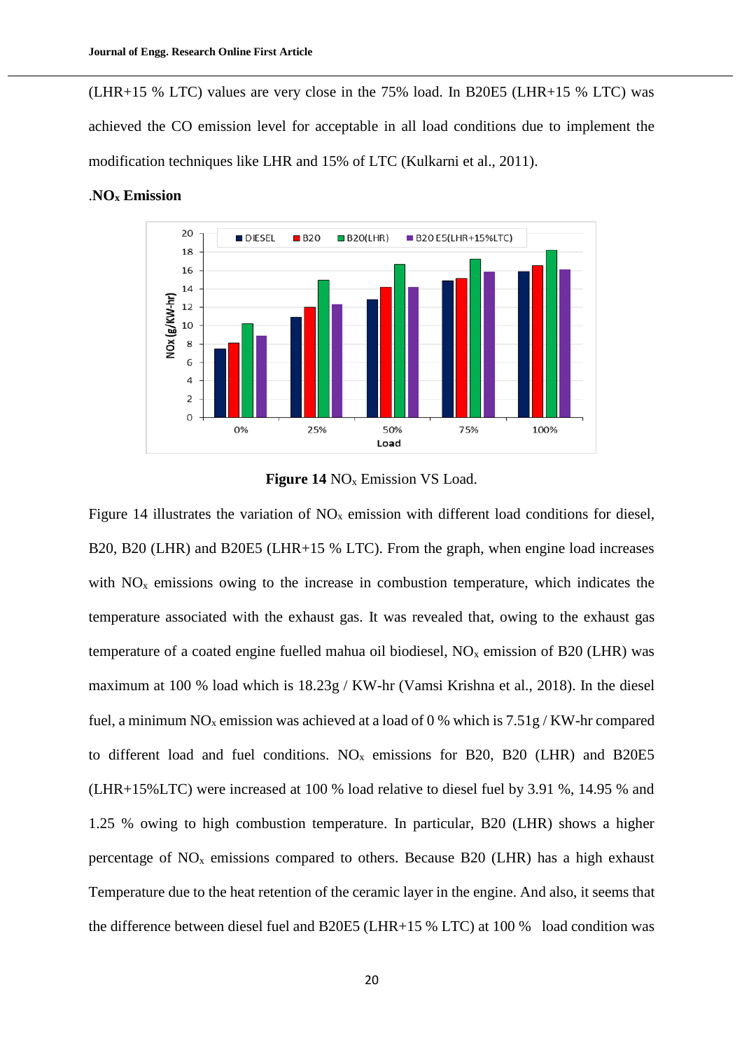(LHR+15 % LTC) values are very close in the 75% load. In B20E5 (LHR+15 % LTC) was achieved the CO emission level for acceptable in all load conditions due to implement the modification techniques like LHR and 15% of LTC (Kulkarni et al., 2011).

### .$NO_x$ Emission

**Figure 14** $NO_x$ Emission VS Load.

Figure 14 illustrates the variation of $NO_x$ emission with different load conditions for diesel, B20, B20 (LHR) and B20E5 (LHR+15 % LTC). From the graph, when engine load increases with $NO_x$ emissions owing to the increase in combustion temperature, which indicates the temperature associated with the exhaust gas. It was revealed that, owing to the exhaust gas temperature of a coated engine fuelled mahua oil biodiesel, $NO_x$ emission of B20 (LHR) was maximum at 100 % load which is 18.23g / KW-hr (Vamsi Krishna et al., 2018). In the diesel fuel, a minimum $NO_x$ emission was achieved at a load of 0 % which is 7.51g / KW-hr compared to different load and fuel conditions. $NO_x$ emissions for B20, B20 (LHR) and B20E5 (LHR+15%LTC) were increased at 100 % load relative to diesel fuel by 3.91 %, 14.95 % and 1.25 % owing to high combustion temperature. In particular, B20 (LHR) shows a higher percentage of $NO_x$ emissions compared to others. Because B20 (LHR) has a high exhaust Temperature due to the heat retention of the ceramic layer in the engine. And also, it seems that the difference between diesel fuel and B20E5 (LHR+15 % LTC) at 100 % load condition was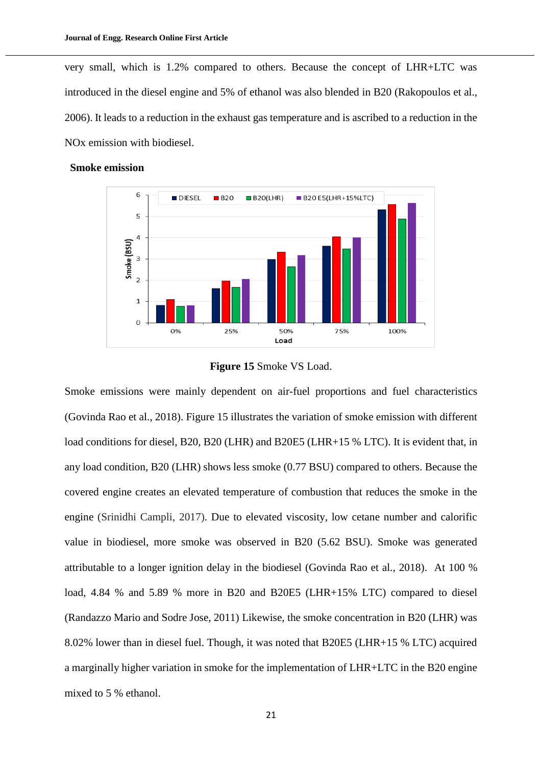very small, which is 1.2% compared to others. Because the concept of LHR+LTC was introduced in the diesel engine and 5% of ethanol was also blended in B20 (Rakopoulos et al., 2006). It leads to a reduction in the exhaust gas temperature and is ascribed to a reduction in the NOx emission with biodiesel.

**Smoke emission**

**Figure 15** Smoke VS Load.

Smoke emissions were mainly dependent on air-fuel proportions and fuel characteristics (Govinda Rao et al., 2018). Figure 15 illustrates the variation of smoke emission with different load conditions for diesel, B20, B20 (LHR) and B20E5 (LHR+15 % LTC). It is evident that, in any load condition, B20 (LHR) shows less smoke (0.77 BSU) compared to others. Because the covered engine creates an elevated temperature of combustion that reduces the smoke in the engine (Srinidhi Campli, 2017). Due to elevated viscosity, low cetane number and calorific value in biodiesel, more smoke was observed in B20 (5.62 BSU). Smoke was generated attributable to a longer ignition delay in the biodiesel (Govinda Rao et al., 2018). At 100 % load, 4.84 % and 5.89 % more in B20 and B20E5 (LHR+15% LTC) compared to diesel (Randazzo Mario and Sodre Jose, 2011) Likewise, the smoke concentration in B20 (LHR) was 8.02% lower than in diesel fuel. Though, it was noted that B20E5 (LHR+15 % LTC) acquired a marginally higher variation in smoke for the implementation of LHR+LTC in the B20 engine mixed to 5 % ethanol.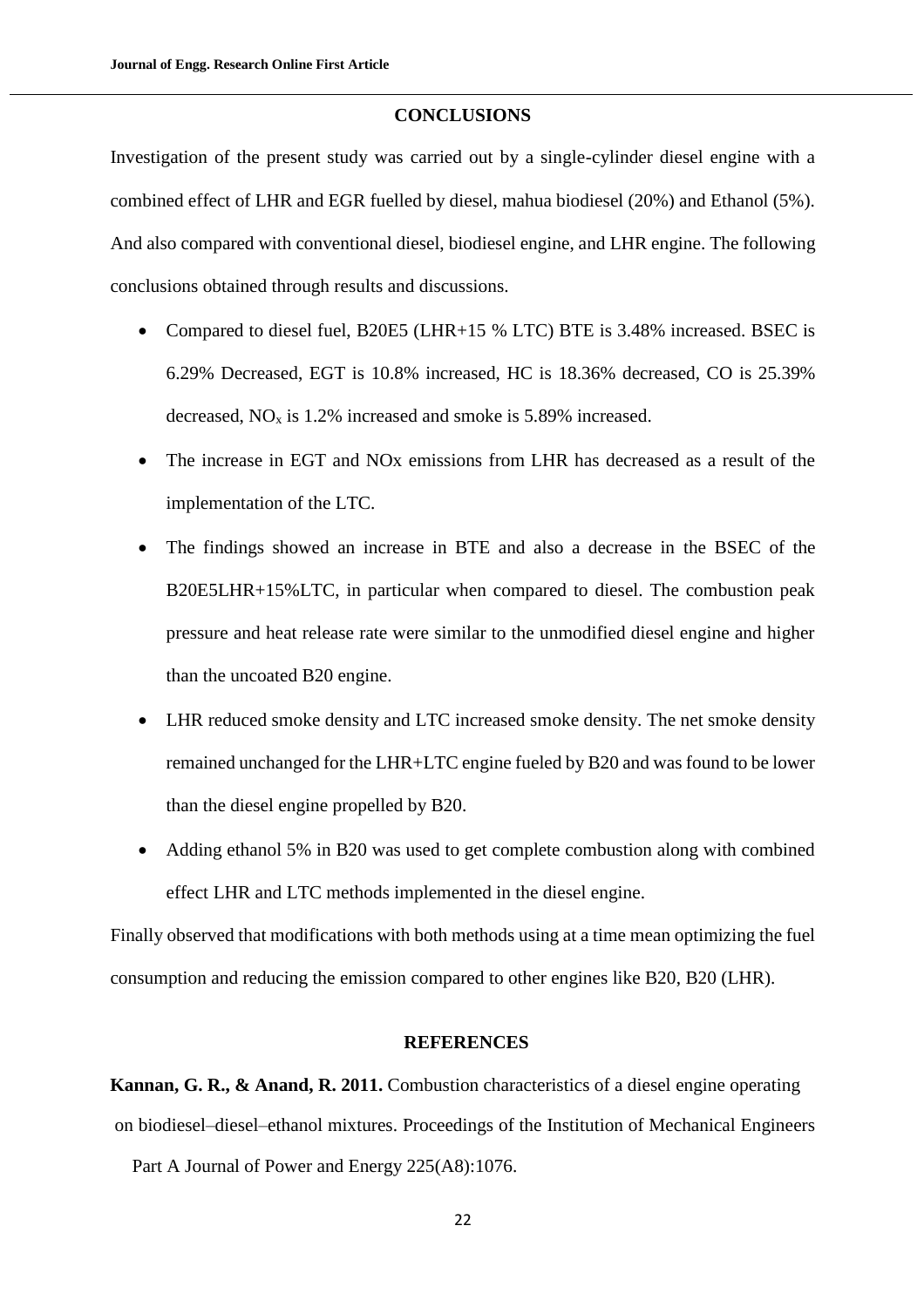## CONCLUSIONS

Investigation of the present study was carried out by a single-cylinder diesel engine with a combined effect of LHR and EGR fuelled by diesel, mahua biodiesel (20%) and Ethanol (5%). And also compared with conventional diesel, biodiesel engine, and LHR engine. The following conclusions obtained through results and discussions.

- Compared to diesel fuel, B20E5 (LHR+15 % LTC) BTE is 3.48% increased. BSEC is 6.29% Decreased, EGT is 10.8% increased, HC is 18.36% decreased, CO is 25.39% decreased, $NO_x$ is 1.2% increased and smoke is 5.89% increased.
- The increase in EGT and NOx emissions from LHR has decreased as a result of the implementation of the LTC.
- The findings showed an increase in BTE and also a decrease in the BSEC of the B20E5LHR+15%LTC, in particular when compared to diesel. The combustion peak pressure and heat release rate were similar to the unmodified diesel engine and higher than the uncoated B20 engine.
- LHR reduced smoke density and LTC increased smoke density. The net smoke density remained unchanged for the LHR+LTC engine fueled by B20 and was found to be lower than the diesel engine propelled by B20.
- Adding ethanol 5% in B20 was used to get complete combustion along with combined effect LHR and LTC methods implemented in the diesel engine.

Finally observed that modifications with both methods using at a time mean optimizing the fuel consumption and reducing the emission compared to other engines like B20, B20 (LHR).

## REFERENCES

**Kannan, G. R., & Anand, R. 2011.** Combustion characteristics of a diesel engine operating on biodiesel–diesel–ethanol mixtures. Proceedings of the Institution of Mechanical Engineers Part A Journal of Power and Energy 225(A8):1076.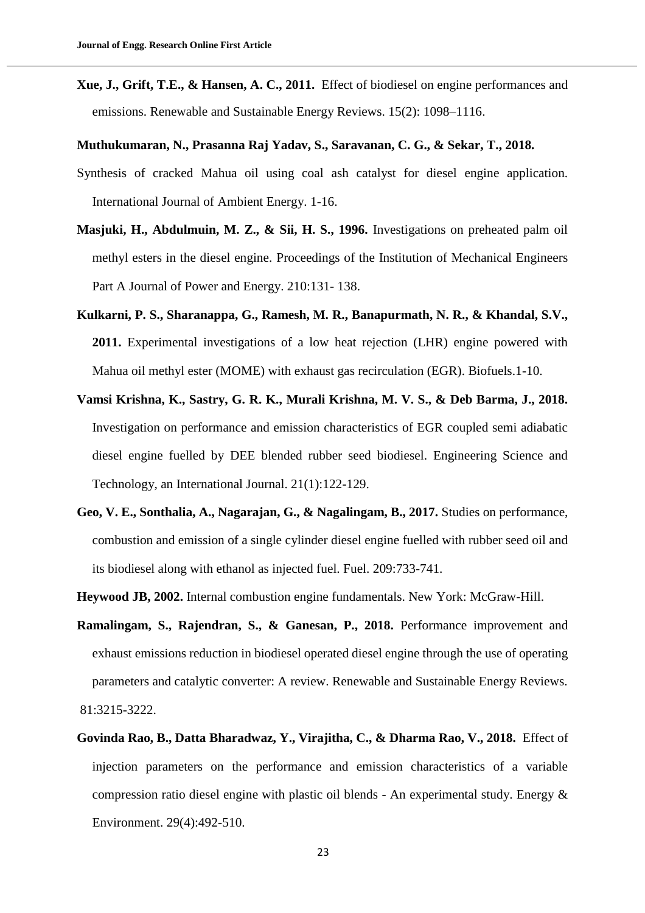**Xue, J., Grift, T.E., & Hansen, A. C., 2011.** Effect of biodiesel on engine performances and emissions. Renewable and Sustainable Energy Reviews. 15(2): 1098–1116.

**Muthukumaran, N., Prasanna Raj Yadav, S., Saravanan, C. G., & Sekar, T., 2018.** Synthesis of cracked Mahua oil using coal ash catalyst for diesel engine application. International Journal of Ambient Energy. 1-16.

**Masjuki, H., Abdulmuin, M. Z., & Sii, H. S., 1996.** Investigations on preheated palm oil methyl esters in the diesel engine. Proceedings of the Institution of Mechanical Engineers Part A Journal of Power and Energy. 210:131- 138.

**Kulkarni, P. S., Sharanappa, G., Ramesh, M. R., Banapurmath, N. R., & Khandal, S.V., 2011.** Experimental investigations of a low heat rejection (LHR) engine powered with Mahua oil methyl ester (MOME) with exhaust gas recirculation (EGR). Biofuels.1-10.

**Vamsi Krishna, K., Sastry, G. R. K., Murali Krishna, M. V. S., & Deb Barma, J., 2018.** Investigation on performance and emission characteristics of EGR coupled semi adiabatic diesel engine fuelled by DEE blended rubber seed biodiesel. Engineering Science and Technology, an International Journal. 21(1):122-129.

**Geo, V. E., Sonthalia, A., Nagarajan, G., & Nagalingam, B., 2017.** Studies on performance, combustion and emission of a single cylinder diesel engine fuelled with rubber seed oil and its biodiesel along with ethanol as injected fuel. Fuel. 209:733-741.

**Heywood JB, 2002.** Internal combustion engine fundamentals. New York: McGraw-Hill.

**Ramalingam, S., Rajendran, S., & Ganesan, P., 2018.** Performance improvement and exhaust emissions reduction in biodiesel operated diesel engine through the use of operating parameters and catalytic converter: A review. Renewable and Sustainable Energy Reviews. 81:3215-3222.

**Govinda Rao, B., Datta Bharadwaz, Y., Virajitha, C., & Dharma Rao, V., 2018.** Effect of injection parameters on the performance and emission characteristics of a variable compression ratio diesel engine with plastic oil blends - An experimental study. Energy & Environment. 29(4):492-510.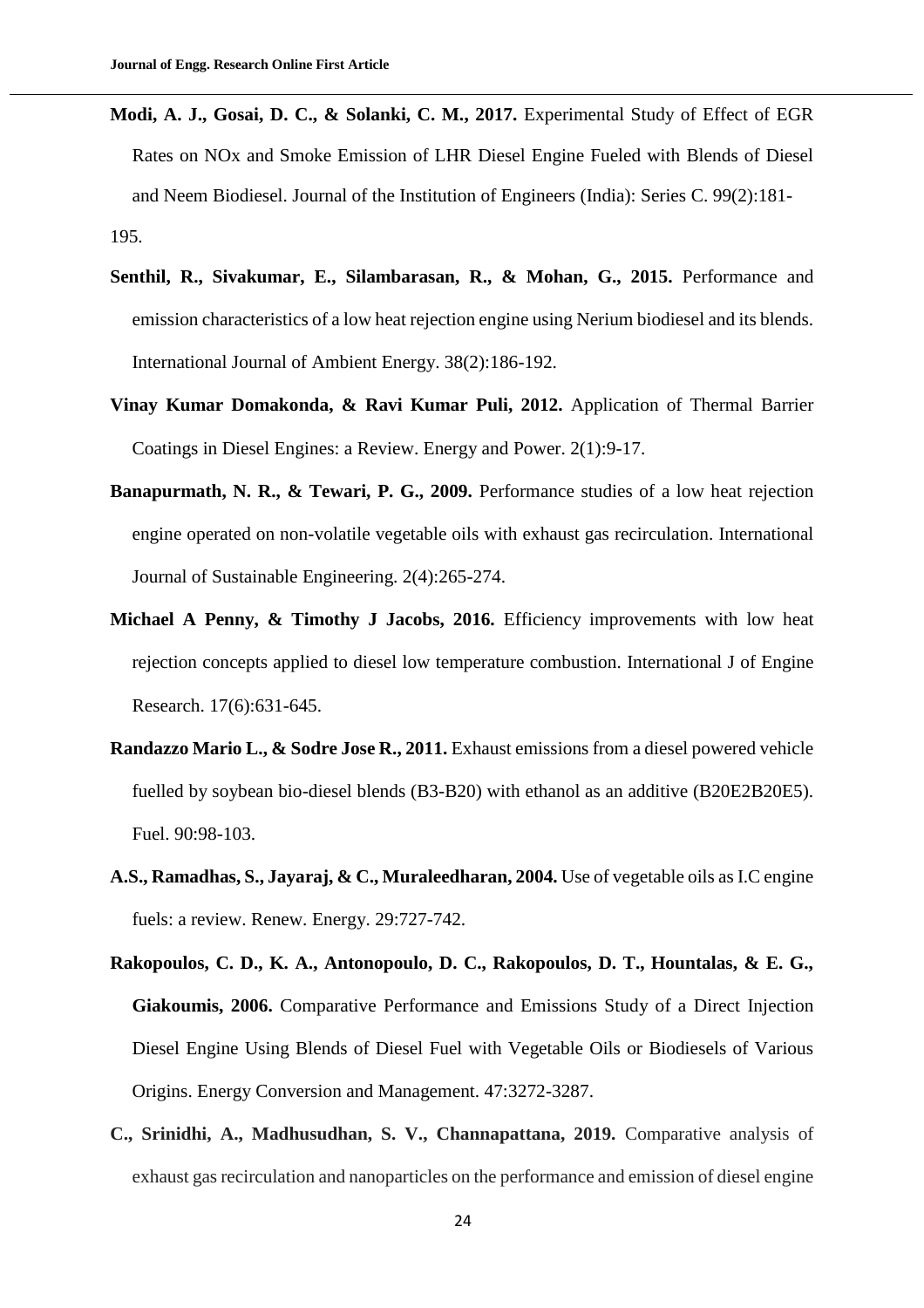**Modi, A. J., Gosai, D. C., & Solanki, C. M., 2017.** Experimental Study of Effect of EGR Rates on NOx and Smoke Emission of LHR Diesel Engine Fueled with Blends of Diesel and Neem Biodiesel. Journal of the Institution of Engineers (India): Series C. 99(2):181-195.

**Senthil, R., Sivakumar, E., Silambarasan, R., & Mohan, G., 2015.** Performance and emission characteristics of a low heat rejection engine using Nerium biodiesel and its blends. International Journal of Ambient Energy. 38(2):186-192.

**Vinay Kumar Domakonda, & Ravi Kumar Puli, 2012.** Application of Thermal Barrier Coatings in Diesel Engines: a Review. Energy and Power. 2(1):9-17.

**Banapurmath, N. R., & Tewari, P. G., 2009.** Performance studies of a low heat rejection engine operated on non-volatile vegetable oils with exhaust gas recirculation. International Journal of Sustainable Engineering. 2(4):265-274.

**Michael A Penny, & Timothy J Jacobs, 2016.** Efficiency improvements with low heat rejection concepts applied to diesel low temperature combustion. International J of Engine Research. 17(6):631-645.

**Randazzo Mario L., & Sodre Jose R., 2011.** Exhaust emissions from a diesel powered vehicle fuelled by soybean bio-diesel blends (B3-B20) with ethanol as an additive (B20E2B20E5). Fuel. 90:98-103.

**A.S., Ramadhas, S., Jayaraj, & C., Muraleedharan, 2004.** Use of vegetable oils as I.C engine fuels: a review. Renew. Energy. 29:727-742.

**Rakopoulos, C. D., K. A., Antonopoulo, D. C., Rakopoulos, D. T., Hountalas, & E. G., Giakoumis, 2006.** Comparative Performance and Emissions Study of a Direct Injection Diesel Engine Using Blends of Diesel Fuel with Vegetable Oils or Biodiesels of Various Origins. Energy Conversion and Management. 47:3272-3287.

**C., Srinidhi, A., Madhusudhan, S. V., Channapattana, 2019.** Comparative analysis of exhaust gas recirculation and nanoparticles on the performance and emission of diesel engine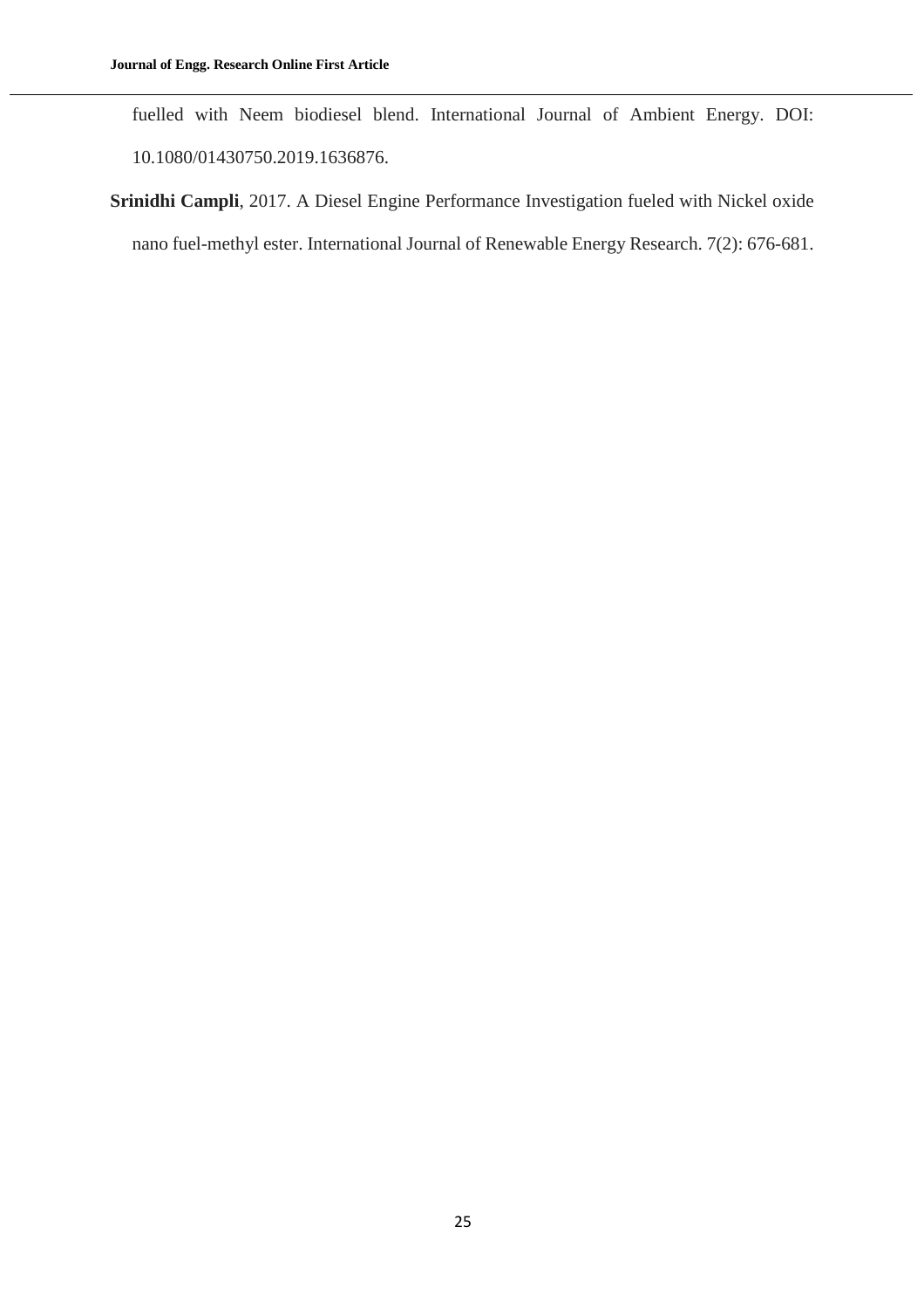fuelled with Neem biodiesel blend. International Journal of Ambient Energy. DOI: 10.1080/01430750.2019.1636876.

**Srinidhi Campli**, 2017. A Diesel Engine Performance Investigation fueled with Nickel oxide nano fuel-methyl ester. International Journal of Renewable Energy Research. 7(2): 676-681.